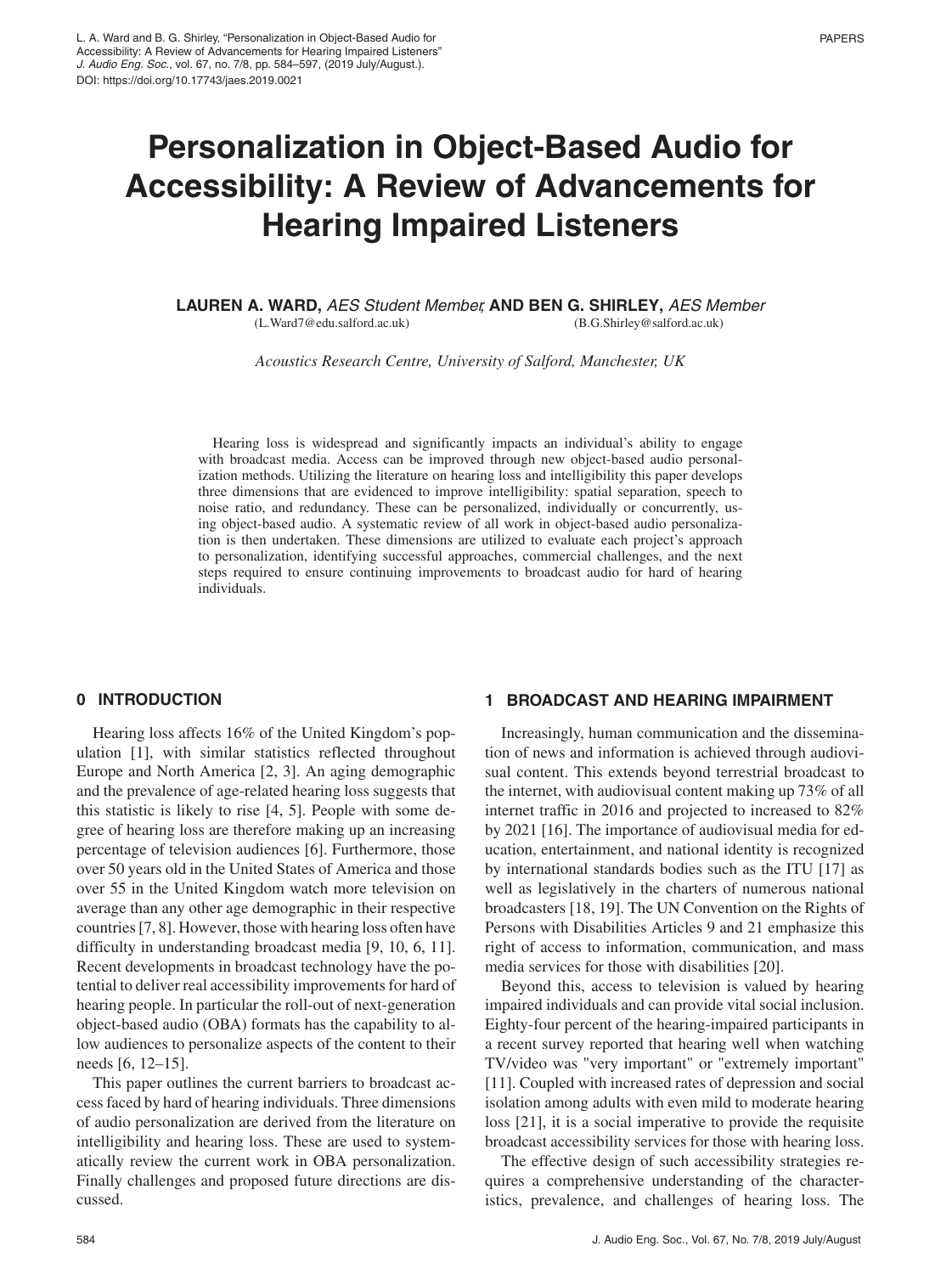L. A. Ward and B. G. Shirley, "Personalization in Object-Based Audio for Accessibility: A Review of Advancements for Hearing Impaired Listeners" *J. Audio Eng. Soc.*, vol. 67, no. 7/8, pp. 584–597, (2019 July/August.).
DOI: https://doi.org/10.17743/jaes.2019.0021

# Personalization in Object-Based Audio for Accessibility: A Review of Advancements for Hearing Impaired Listeners

**LAUREN A. WARD,** *AES Student Member,* **AND BEN G. SHIRLEY,** *AES Member*
(L.Ward7@edu.salford.ac.uk) (B.G.Shirley@salford.ac.uk)

*Acoustics Research Centre, University of Salford, Manchester, UK*

Hearing loss is widespread and significantly impacts an individual's ability to engage with broadcast media. Access can be improved through new object-based audio personalization methods. Utilizing the literature on hearing loss and intelligibility this paper develops three dimensions that are evidenced to improve intelligibility: spatial separation, speech to noise ratio, and redundancy. These can be personalized, individually or concurrently, using object-based audio. A systematic review of all work in object-based audio personalization is then undertaken. These dimensions are utilized to evaluate each project's approach to personalization, identifying successful approaches, commercial challenges, and the next steps required to ensure continuing improvements to broadcast audio for hard of hearing individuals.

## 0 INTRODUCTION

Hearing loss affects 16% of the United Kingdom's population [1], with similar statistics reflected throughout Europe and North America [2, 3]. An aging demographic and the prevalence of age-related hearing loss suggests that this statistic is likely to rise [4, 5]. People with some degree of hearing loss are therefore making up an increasing percentage of television audiences [6]. Furthermore, those over 50 years old in the United States of America and those over 55 in the United Kingdom watch more television on average than any other age demographic in their respective countries [7, 8]. However, those with hearing loss often have difficulty in understanding broadcast media [9, 10, 6, 11]. Recent developments in broadcast technology have the potential to deliver real accessibility improvements for hard of hearing people. In particular the roll-out of next-generation object-based audio (OBA) formats has the capability to allow audiences to personalize aspects of the content to their needs [6, 12–15].

This paper outlines the current barriers to broadcast access faced by hard of hearing individuals. Three dimensions of audio personalization are derived from the literature on intelligibility and hearing loss. These are used to systematically review the current work in OBA personalization. Finally challenges and proposed future directions are discussed.

## 1 BROADCAST AND HEARING IMPAIRMENT

Increasingly, human communication and the dissemination of news and information is achieved through audiovisual content. This extends beyond terrestrial broadcast to the internet, with audiovisual content making up 73% of all internet traffic in 2016 and projected to increased to 82% by 2021 [16]. The importance of audiovisual media for education, entertainment, and national identity is recognized by international standards bodies such as the ITU [17] as well as legislatively in the charters of numerous national broadcasters [18, 19]. The UN Convention on the Rights of Persons with Disabilities Articles 9 and 21 emphasize this right of access to information, communication, and mass media services for those with disabilities [20].

Beyond this, access to television is valued by hearing impaired individuals and can provide vital social inclusion. Eighty-four percent of the hearing-impaired participants in a recent survey reported that hearing well when watching TV/video was "very important" or "extremely important" [11]. Coupled with increased rates of depression and social isolation among adults with even mild to moderate hearing loss [21], it is a social imperative to provide the requisite broadcast accessibility services for those with hearing loss.

The effective design of such accessibility strategies requires a comprehensive understanding of the characteristics, prevalence, and challenges of hearing loss. The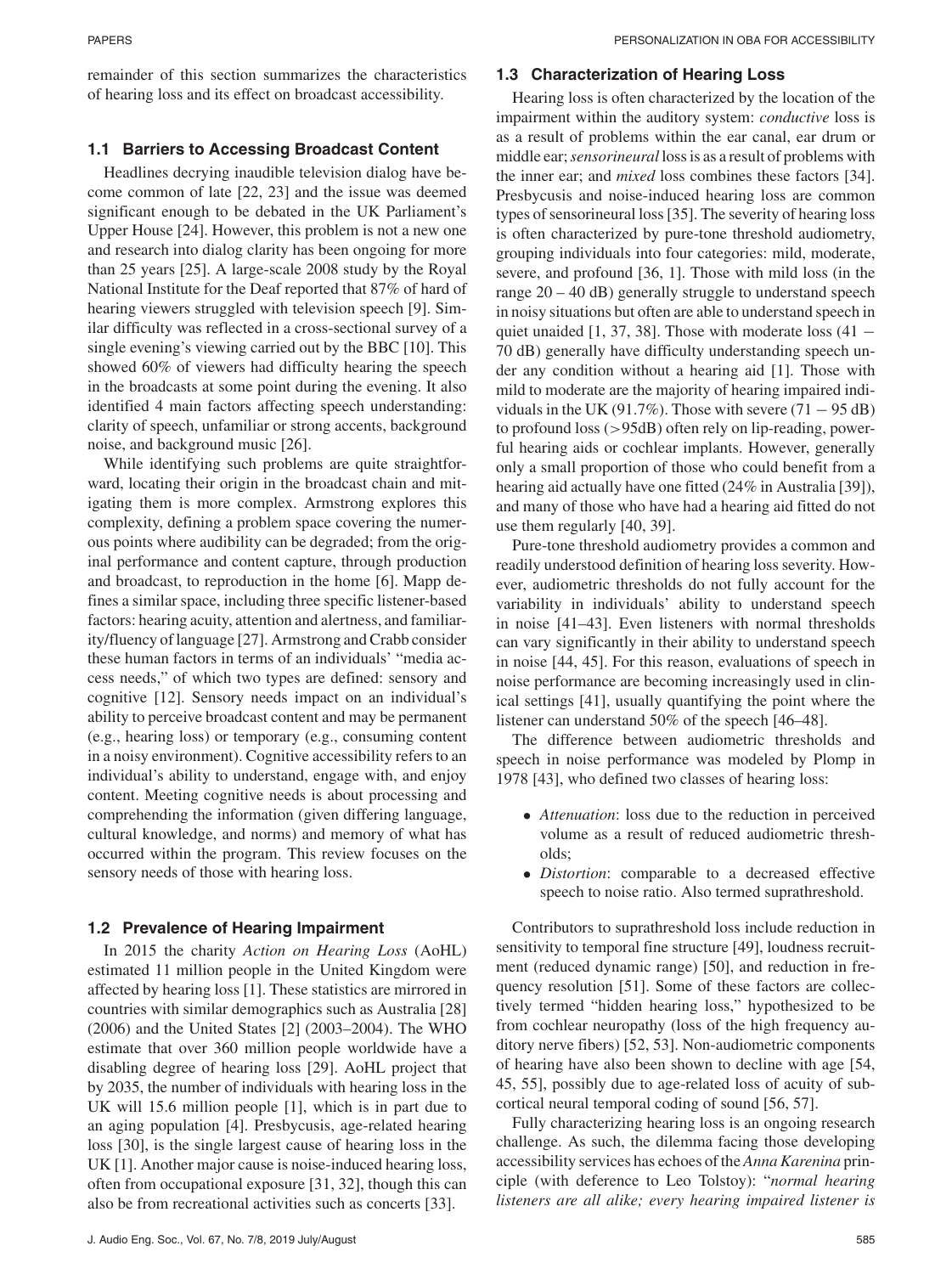remainder of this section summarizes the characteristics of hearing loss and its effect on broadcast accessibility.

### 1.1 Barriers to Accessing Broadcast Content

Headlines decrying inaudible television dialog have become common of late [22, 23] and the issue was deemed significant enough to be debated in the UK Parliament's Upper House [24]. However, this problem is not a new one and research into dialog clarity has been ongoing for more than 25 years [25]. A large-scale 2008 study by the Royal National Institute for the Deaf reported that 87% of hard of hearing viewers struggled with television speech [9]. Similar difficulty was reflected in a cross-sectional survey of a single evening's viewing carried out by the BBC [10]. This showed 60% of viewers had difficulty hearing the speech in the broadcasts at some point during the evening. It also identified 4 main factors affecting speech understanding: clarity of speech, unfamiliar or strong accents, background noise, and background music [26].

While identifying such problems are quite straightforward, locating their origin in the broadcast chain and mitigating them is more complex. Armstrong explores this complexity, defining a problem space covering the numerous points where audibility can be degraded; from the original performance and content capture, through production and broadcast, to reproduction in the home [6]. Mapp defines a similar space, including three specific listener-based factors: hearing acuity, attention and alertness, and familiarity/fluency of language [27]. Armstrong and Crabb consider these human factors in terms of an individuals' "media access needs," of which two types are defined: sensory and cognitive [12]. Sensory needs impact on an individual's ability to perceive broadcast content and may be permanent (e.g., hearing loss) or temporary (e.g., consuming content in a noisy environment). Cognitive accessibility refers to an individual's ability to understand, engage with, and enjoy content. Meeting cognitive needs is about processing and comprehending the information (given differing language, cultural knowledge, and norms) and memory of what has occurred within the program. This review focuses on the sensory needs of those with hearing loss.

### 1.2 Prevalence of Hearing Impairment

In 2015 the charity *Action on Hearing Loss* (AoHL) estimated 11 million people in the United Kingdom were affected by hearing loss [1]. These statistics are mirrored in countries with similar demographics such as Australia [28] (2006) and the United States [2] (2003–2004). The WHO estimate that over 360 million people worldwide have a disabling degree of hearing loss [29]. AoHL project that by 2035, the number of individuals with hearing loss in the UK will 15.6 million people [1], which is in part due to an aging population [4]. Presbycusis, age-related hearing loss [30], is the single largest cause of hearing loss in the UK [1]. Another major cause is noise-induced hearing loss, often from occupational exposure [31, 32], though this can also be from recreational activities such as concerts [33].

### 1.3 Characterization of Hearing Loss

Hearing loss is often characterized by the location of the impairment within the auditory system: *conductive* loss is as a result of problems within the ear canal, ear drum or middle ear; *sensorineural* loss is as a result of problems with the inner ear; and *mixed* loss combines these factors [34]. Presbycusis and noise-induced hearing loss are common types of sensorineural loss [35]. The severity of hearing loss is often characterized by pure-tone threshold audiometry, grouping individuals into four categories: mild, moderate, severe, and profound [36, 1]. Those with mild loss (in the range 20 – 40 dB) generally struggle to understand speech in noisy situations but often are able to understand speech in quiet unaided [1, 37, 38]. Those with moderate loss ($41 - 70$ dB) generally have difficulty understanding speech under any condition without a hearing aid [1]. Those with mild to moderate are the majority of hearing impaired individuals in the UK (91.7%). Those with severe ($71 - 95$ dB) to profound loss (>95dB) often rely on lip-reading, powerful hearing aids or cochlear implants. However, generally only a small proportion of those who could benefit from a hearing aid actually have one fitted (24% in Australia [39]), and many of those who have had a hearing aid fitted do not use them regularly [40, 39].

Pure-tone threshold audiometry provides a common and readily understood definition of hearing loss severity. However, audiometric thresholds do not fully account for the variability in individuals' ability to understand speech in noise [41–43]. Even listeners with normal thresholds can vary significantly in their ability to understand speech in noise [44, 45]. For this reason, evaluations of speech in noise performance are becoming increasingly used in clinical settings [41], usually quantifying the point where the listener can understand 50% of the speech [46–48].

The difference between audiometric thresholds and speech in noise performance was modeled by Plomp in 1978 [43], who defined two classes of hearing loss:

- *Attenuation*: loss due to the reduction in perceived volume as a result of reduced audiometric thresholds;
- *Distortion*: comparable to a decreased effective speech to noise ratio. Also termed suprathreshold.

Contributors to suprathreshold loss include reduction in sensitivity to temporal fine structure [49], loudness recruitment (reduced dynamic range) [50], and reduction in frequency resolution [51]. Some of these factors are collectively termed "hidden hearing loss," hypothesized to be from cochlear neuropathy (loss of the high frequency auditory nerve fibers) [52, 53]. Non-audiometric components of hearing have also been shown to decline with age [54, 45, 55], possibly due to age-related loss of acuity of subcortical neural temporal coding of sound [56, 57].

Fully characterizing hearing loss is an ongoing research challenge. As such, the dilemma facing those developing accessibility services has echoes of the *Anna Karenina* principle (with deference to Leo Tolstoy): "*normal hearing listeners are all alike; every hearing impaired listener is*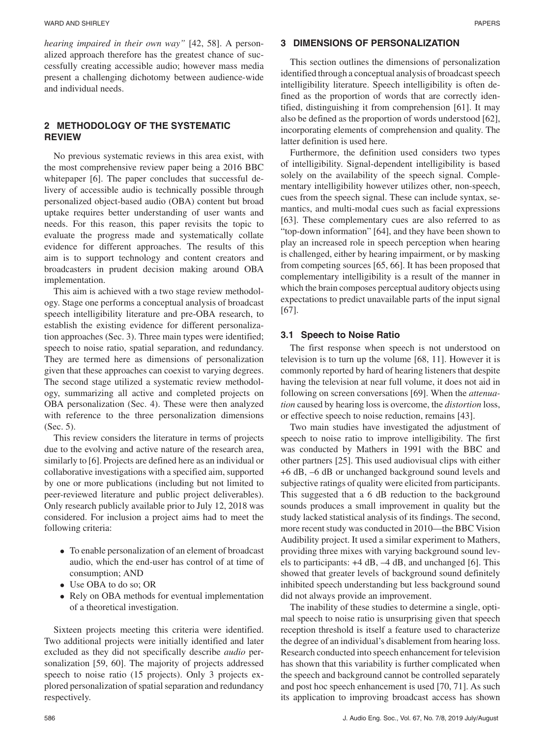*hearing impaired in their own way"* [42, 58]. A personalized approach therefore has the greatest chance of successfully creating accessible audio; however mass media present a challenging dichotomy between audience-wide and individual needs.

## 2 METHODOLOGY OF THE SYSTEMATIC REVIEW

No previous systematic reviews in this area exist, with the most comprehensive review paper being a 2016 BBC whitepaper [6]. The paper concludes that successful delivery of accessible audio is technically possible through personalized object-based audio (OBA) content but broad uptake requires better understanding of user wants and needs. For this reason, this paper revisits the topic to evaluate the progress made and systematically collate evidence for different approaches. The results of this aim is to support technology and content creators and broadcasters in prudent decision making around OBA implementation.

This aim is achieved with a two stage review methodology. Stage one performs a conceptual analysis of broadcast speech intelligibility literature and pre-OBA research, to establish the existing evidence for different personalization approaches (Sec. 3). Three main types were identified; speech to noise ratio, spatial separation, and redundancy. They are termed here as dimensions of personalization given that these approaches can coexist to varying degrees. The second stage utilized a systematic review methodology, summarizing all active and completed projects on OBA personalization (Sec. 4). These were then analyzed with reference to the three personalization dimensions (Sec. 5).

This review considers the literature in terms of projects due to the evolving and active nature of the research area, similarly to [6]. Projects are defined here as an individual or collaborative investigations with a specified aim, supported by one or more publications (including but not limited to peer-reviewed literature and public project deliverables). Only research publicly available prior to July 12, 2018 was considered. For inclusion a project aims had to meet the following criteria:

- To enable personalization of an element of broadcast audio, which the end-user has control of at time of consumption; AND
- Use OBA to do so; OR
- Rely on OBA methods for eventual implementation of a theoretical investigation.

Sixteen projects meeting this criteria were identified. Two additional projects were initially identified and later excluded as they did not specifically describe *audio* personalization [59, 60]. The majority of projects addressed speech to noise ratio (15 projects). Only 3 projects explored personalization of spatial separation and redundancy respectively.

## 3 DIMENSIONS OF PERSONALIZATION

This section outlines the dimensions of personalization identified through a conceptual analysis of broadcast speech intelligibility literature. Speech intelligibility is often defined as the proportion of words that are correctly identified, distinguishing it from comprehension [61]. It may also be defined as the proportion of words understood [62], incorporating elements of comprehension and quality. The latter definition is used here.

Furthermore, the definition used considers two types of intelligibility. Signal-dependent intelligibility is based solely on the availability of the speech signal. Complementary intelligibility however utilizes other, non-speech, cues from the speech signal. These can include syntax, semantics, and multi-modal cues such as facial expressions [63]. These complementary cues are also referred to as "top-down information" [64], and they have been shown to play an increased role in speech perception when hearing is challenged, either by hearing impairment, or by masking from competing sources [65, 66]. It has been proposed that complementary intelligibility is a result of the manner in which the brain composes perceptual auditory objects using expectations to predict unavailable parts of the input signal [67].

### 3.1 Speech to Noise Ratio

The first response when speech is not understood on television is to turn up the volume [68, 11]. However it is commonly reported by hard of hearing listeners that despite having the television at near full volume, it does not aid in following on screen conversations [69]. When the *attenuation* caused by hearing loss is overcome, the *distortion* loss, or effective speech to noise reduction, remains [43].

Two main studies have investigated the adjustment of speech to noise ratio to improve intelligibility. The first was conducted by Mathers in 1991 with the BBC and other partners [25]. This used audiovisual clips with either +6 dB, –6 dB or unchanged background sound levels and subjective ratings of quality were elicited from participants. This suggested that a 6 dB reduction to the background sounds produces a small improvement in quality but the study lacked statistical analysis of its findings. The second, more recent study was conducted in 2010—the BBC Vision Audibility project. It used a similar experiment to Mathers, providing three mixes with varying background sound levels to participants: +4 dB, –4 dB, and unchanged [6]. This showed that greater levels of background sound definitely inhibited speech understanding but less background sound did not always provide an improvement.

The inability of these studies to determine a single, optimal speech to noise ratio is unsurprising given that speech reception threshold is itself a feature used to characterize the degree of an individual's disablement from hearing loss. Research conducted into speech enhancement for television has shown that this variability is further complicated when the speech and background cannot be controlled separately and post hoc speech enhancement is used [70, 71]. As such its application to improving broadcast access has shown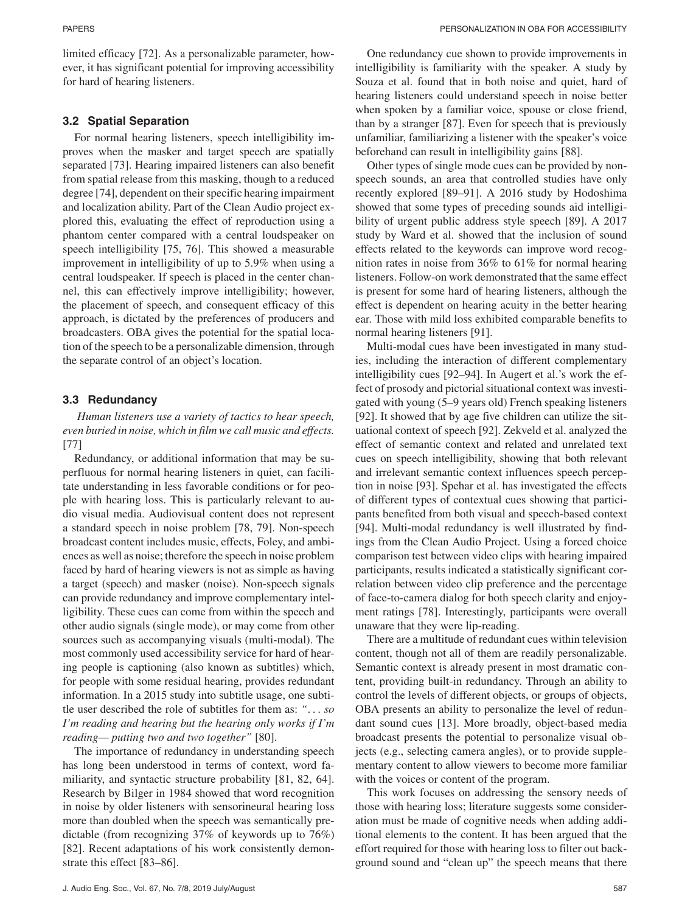limited efficacy [72]. As a personalizable parameter, however, it has significant potential for improving accessibility for hard of hearing listeners.

### 3.2 Spatial Separation

For normal hearing listeners, speech intelligibility improves when the masker and target speech are spatially separated [73]. Hearing impaired listeners can also benefit from spatial release from this masking, though to a reduced degree [74], dependent on their specific hearing impairment and localization ability. Part of the Clean Audio project explored this, evaluating the effect of reproduction using a phantom center compared with a central loudspeaker on speech intelligibility [75, 76]. This showed a measurable improvement in intelligibility of up to 5.9% when using a central loudspeaker. If speech is placed in the center channel, this can effectively improve intelligibility; however, the placement of speech, and consequent efficacy of this approach, is dictated by the preferences of producers and broadcasters. OBA gives the potential for the spatial location of the speech to be a personalizable dimension, through the separate control of an object's location.

### 3.3 Redundancy

*Human listeners use a variety of tactics to hear speech, even buried in noise, which in film we call music and effects.* [77]

Redundancy, or additional information that may be superfluous for normal hearing listeners in quiet, can facilitate understanding in less favorable conditions or for people with hearing loss. This is particularly relevant to audio visual media. Audiovisual content does not represent a standard speech in noise problem [78, 79]. Non-speech broadcast content includes music, effects, Foley, and ambiences as well as noise; therefore the speech in noise problem faced by hard of hearing viewers is not as simple as having a target (speech) and masker (noise). Non-speech signals can provide redundancy and improve complementary intelligibility. These cues can come from within the speech and other audio signals (single mode), or may come from other sources such as accompanying visuals (multi-modal). The most commonly used accessibility service for hard of hearing people is captioning (also known as subtitles) which, for people with some residual hearing, provides redundant information. In a 2015 study into subtitle usage, one subtitle user described the role of subtitles for them as: *"... so I'm reading and hearing but the hearing only works if I'm reading— putting two and two together"* [80].

The importance of redundancy in understanding speech has long been understood in terms of context, word familiarity, and syntactic structure probability [81, 82, 64]. Research by Bilger in 1984 showed that word recognition in noise by older listeners with sensorineural hearing loss more than doubled when the speech was semantically predictable (from recognizing 37% of keywords up to 76%) [82]. Recent adaptations of his work consistently demonstrate this effect [83–86].

One redundancy cue shown to provide improvements in intelligibility is familiarity with the speaker. A study by Souza et al. found that in both noise and quiet, hard of hearing listeners could understand speech in noise better when spoken by a familiar voice, spouse or close friend, than by a stranger [87]. Even for speech that is previously unfamiliar, familiarizing a listener with the speaker's voice beforehand can result in intelligibility gains [88].

Other types of single mode cues can be provided by non-speech sounds, an area that controlled studies have only recently explored [89–91]. A 2016 study by Hodoshima showed that some types of preceding sounds aid intelligibility of urgent public address style speech [89]. A 2017 study by Ward et al. showed that the inclusion of sound effects related to the keywords can improve word recognition rates in noise from 36% to 61% for normal hearing listeners. Follow-on work demonstrated that the same effect is present for some hard of hearing listeners, although the effect is dependent on hearing acuity in the better hearing ear. Those with mild loss exhibited comparable benefits to normal hearing listeners [91].

Multi-modal cues have been investigated in many studies, including the interaction of different complementary intelligibility cues [92–94]. In Augert et al.'s work the effect of prosody and pictorial situational context was investigated with young (5–9 years old) French speaking listeners [92]. It showed that by age five children can utilize the situational context of speech [92]. Zekveld et al. analyzed the effect of semantic context and related and unrelated text cues on speech intelligibility, showing that both relevant and irrelevant semantic context influences speech perception in noise [93]. Spehar et al. has investigated the effects of different types of contextual cues showing that participants benefited from both visual and speech-based context [94]. Multi-modal redundancy is well illustrated by findings from the Clean Audio Project. Using a forced choice comparison test between video clips with hearing impaired participants, results indicated a statistically significant correlation between video clip preference and the percentage of face-to-camera dialog for both speech clarity and enjoyment ratings [78]. Interestingly, participants were overall unaware that they were lip-reading.

There are a multitude of redundant cues within television content, though not all of them are readily personalizable. Semantic context is already present in most dramatic content, providing built-in redundancy. Through an ability to control the levels of different objects, or groups of objects, OBA presents an ability to personalize the level of redundant sound cues [13]. More broadly, object-based media broadcast presents the potential to personalize visual objects (e.g., selecting camera angles), or to provide supplementary content to allow viewers to become more familiar with the voices or content of the program.

This work focuses on addressing the sensory needs of those with hearing loss; literature suggests some consideration must be made of cognitive needs when adding additional elements to the content. It has been argued that the effort required for those with hearing loss to filter out background sound and "clean up" the speech means that there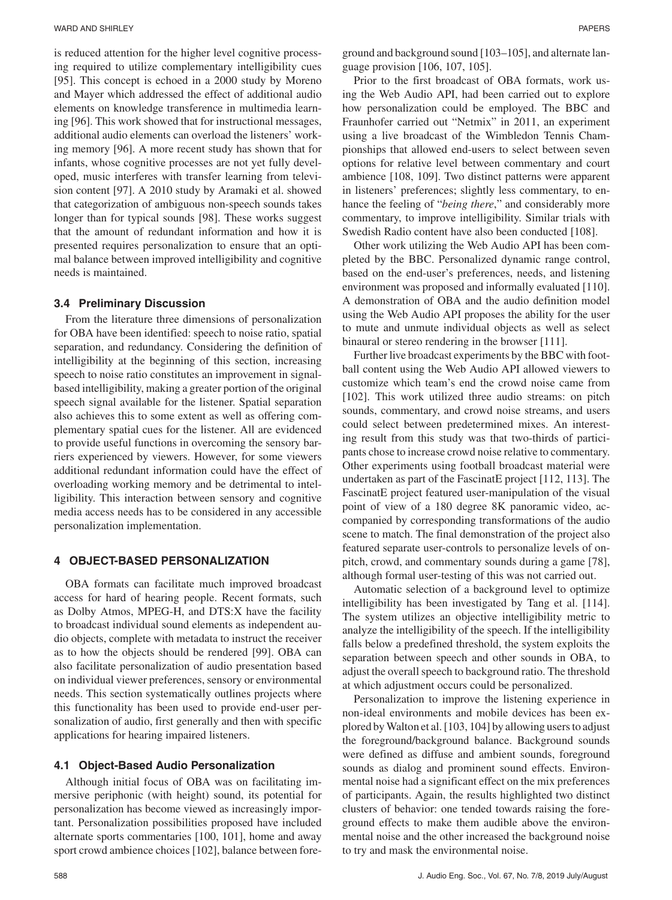is reduced attention for the higher level cognitive processing required to utilize complementary intelligibility cues [95]. This concept is echoed in a 2000 study by Moreno and Mayer which addressed the effect of additional audio elements on knowledge transference in multimedia learning [96]. This work showed that for instructional messages, additional audio elements can overload the listeners' working memory [96]. A more recent study has shown that for infants, whose cognitive processes are not yet fully developed, music interferes with transfer learning from television content [97]. A 2010 study by Aramaki et al. showed that categorization of ambiguous non-speech sounds takes longer than for typical sounds [98]. These works suggest that the amount of redundant information and how it is presented requires personalization to ensure that an optimal balance between improved intelligibility and cognitive needs is maintained.

### 3.4 Preliminary Discussion

From the literature three dimensions of personalization for OBA have been identified: speech to noise ratio, spatial separation, and redundancy. Considering the definition of intelligibility at the beginning of this section, increasing speech to noise ratio constitutes an improvement in signal-based intelligibility, making a greater portion of the original speech signal available for the listener. Spatial separation also achieves this to some extent as well as offering complementary spatial cues for the listener. All are evidenced to provide useful functions in overcoming the sensory barriers experienced by viewers. However, for some viewers additional redundant information could have the effect of overloading working memory and be detrimental to intelligibility. This interaction between sensory and cognitive media access needs has to be considered in any accessible personalization implementation.

## 4 OBJECT-BASED PERSONALIZATION

OBA formats can facilitate much improved broadcast access for hard of hearing people. Recent formats, such as Dolby Atmos, MPEG-H, and DTS:X have the facility to broadcast individual sound elements as independent audio objects, complete with metadata to instruct the receiver as to how the objects should be rendered [99]. OBA can also facilitate personalization of audio presentation based on individual viewer preferences, sensory or environmental needs. This section systematically outlines projects where this functionality has been used to provide end-user personalization of audio, first generally and then with specific applications for hearing impaired listeners.

### 4.1 Object-Based Audio Personalization

Although initial focus of OBA was on facilitating immersive periphonic (with height) sound, its potential for personalization has become viewed as increasingly important. Personalization possibilities proposed have included alternate sports commentaries [100, 101], home and away sport crowd ambience choices [102], balance between foreground and background sound [103–105], and alternate language provision [106, 107, 105].

Prior to the first broadcast of OBA formats, work using the Web Audio API, had been carried out to explore how personalization could be employed. The BBC and Fraunhofer carried out "Netmix" in 2011, an experiment using a live broadcast of the Wimbledon Tennis Championships that allowed end-users to select between seven options for relative level between commentary and court ambience [108, 109]. Two distinct patterns were apparent in listeners' preferences; slightly less commentary, to enhance the feeling of "*being there*," and considerably more commentary, to improve intelligibility. Similar trials with Swedish Radio content have also been conducted [108].

Other work utilizing the Web Audio API has been completed by the BBC. Personalized dynamic range control, based on the end-user's preferences, needs, and listening environment was proposed and informally evaluated [110]. A demonstration of OBA and the audio definition model using the Web Audio API proposes the ability for the user to mute and unmute individual objects as well as select binaural or stereo rendering in the browser [111].

Further live broadcast experiments by the BBC with football content using the Web Audio API allowed viewers to customize which team's end the crowd noise came from [102]. This work utilized three audio streams: on pitch sounds, commentary, and crowd noise streams, and users could select between predetermined mixes. An interesting result from this study was that two-thirds of participants chose to increase crowd noise relative to commentary. Other experiments using football broadcast material were undertaken as part of the FascinatE project [112, 113]. The FascinatE project featured user-manipulation of the visual point of view of a 180 degree 8K panoramic video, accompanied by corresponding transformations of the audio scene to match. The final demonstration of the project also featured separate user-controls to personalize levels of on-pitch, crowd, and commentary sounds during a game [78], although formal user-testing of this was not carried out.

Automatic selection of a background level to optimize intelligibility has been investigated by Tang et al. [114]. The system utilizes an objective intelligibility metric to analyze the intelligibility of the speech. If the intelligibility falls below a predefined threshold, the system exploits the separation between speech and other sounds in OBA, to adjust the overall speech to background ratio. The threshold at which adjustment occurs could be personalized.

Personalization to improve the listening experience in non-ideal environments and mobile devices has been explored by Walton et al. [103, 104] by allowing users to adjust the foreground/background balance. Background sounds were defined as diffuse and ambient sounds, foreground sounds as dialog and prominent sound effects. Environmental noise had a significant effect on the mix preferences of participants. Again, the results highlighted two distinct clusters of behavior: one tended towards raising the foreground effects to make them audible above the environmental noise and the other increased the background noise to try and mask the environmental noise.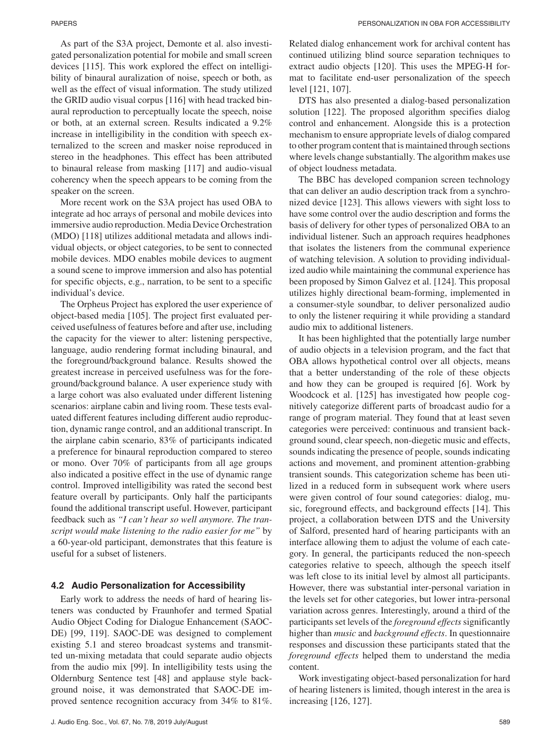As part of the S3A project, Demonte et al. also investigated personalization potential for mobile and small screen devices [115]. This work explored the effect on intelligibility of binaural auralization of noise, speech or both, as well as the effect of visual information. The study utilized the GRID audio visual corpus [116] with head tracked binaural reproduction to perceptually locate the speech, noise or both, at an external screen. Results indicated a 9.2% increase in intelligibility in the condition with speech externalized to the screen and masker noise reproduced in stereo in the headphones. This effect has been attributed to binaural release from masking [117] and audio-visual coherency when the speech appears to be coming from the speaker on the screen.

More recent work on the S3A project has used OBA to integrate ad hoc arrays of personal and mobile devices into immersive audio reproduction. Media Device Orchestration (MDO) [118] utilizes additional metadata and allows individual objects, or object categories, to be sent to connected mobile devices. MDO enables mobile devices to augment a sound scene to improve immersion and also has potential for specific objects, e.g., narration, to be sent to a specific individual's device.

The Orpheus Project has explored the user experience of object-based media [105]. The project first evaluated perceived usefulness of features before and after use, including the capacity for the viewer to alter: listening perspective, language, audio rendering format including binaural, and the foreground/background balance. Results showed the greatest increase in perceived usefulness was for the foreground/background balance. A user experience study with a large cohort was also evaluated under different listening scenarios: airplane cabin and living room. These tests evaluated different features including different audio reproduction, dynamic range control, and an additional transcript. In the airplane cabin scenario, 83% of participants indicated a preference for binaural reproduction compared to stereo or mono. Over 70% of participants from all age groups also indicated a positive effect in the use of dynamic range control. Improved intelligibility was rated the second best feature overall by participants. Only half the participants found the additional transcript useful. However, participant feedback such as *"I can't hear so well anymore. The transcript would make listening to the radio easier for me"* by a 60-year-old participant, demonstrates that this feature is useful for a subset of listeners.

### 4.2 Audio Personalization for Accessibility

Early work to address the needs of hard of hearing listeners was conducted by Fraunhofer and termed Spatial Audio Object Coding for Dialogue Enhancement (SAOC-DE) [99, 119]. SAOC-DE was designed to complement existing 5.1 and stereo broadcast systems and transmitted un-mixing metadata that could separate audio objects from the audio mix [99]. In intelligibility tests using the Oldernburg Sentence test [48] and applause style background noise, it was demonstrated that SAOC-DE improved sentence recognition accuracy from 34% to 81%. Related dialog enhancement work for archival content has continued utilizing blind source separation techniques to extract audio objects [120]. This uses the MPEG-H format to facilitate end-user personalization of the speech level [121, 107].

DTS has also presented a dialog-based personalization solution [122]. The proposed algorithm specifies dialog control and enhancement. Alongside this is a protection mechanism to ensure appropriate levels of dialog compared to other program content that is maintained through sections where levels change substantially. The algorithm makes use of object loudness metadata.

The BBC has developed companion screen technology that can deliver an audio description track from a synchronized device [123]. This allows viewers with sight loss to have some control over the audio description and forms the basis of delivery for other types of personalized OBA to an individual listener. Such an approach requires headphones that isolates the listeners from the communal experience of watching television. A solution to providing individualized audio while maintaining the communal experience has been proposed by Simon Galvez et al. [124]. This proposal utilizes highly directional beam-forming, implemented in a consumer-style soundbar, to deliver personalized audio to only the listener requiring it while providing a standard audio mix to additional listeners.

It has been highlighted that the potentially large number of audio objects in a television program, and the fact that OBA allows hypothetical control over all objects, means that a better understanding of the role of these objects and how they can be grouped is required [6]. Work by Woodcock et al. [125] has investigated how people cognitively categorize different parts of broadcast audio for a range of program material. They found that at least seven categories were perceived: continuous and transient background sound, clear speech, non-diegetic music and effects, sounds indicating the presence of people, sounds indicating actions and movement, and prominent attention-grabbing transient sounds. This categorization scheme has been utilized in a reduced form in subsequent work where users were given control of four sound categories: dialog, music, foreground effects, and background effects [14]. This project, a collaboration between DTS and the University of Salford, presented hard of hearing participants with an interface allowing them to adjust the volume of each category. In general, the participants reduced the non-speech categories relative to speech, although the speech itself was left close to its initial level by almost all participants. However, there was substantial inter-personal variation in the levels set for other categories, but lower intra-personal variation across genres. Interestingly, around a third of the participants set levels of the *foreground effects* significantly higher than *music* and *background effects*. In questionnaire responses and discussion these participants stated that the *foreground effects* helped them to understand the media content.

Work investigating object-based personalization for hard of hearing listeners is limited, though interest in the area is increasing [126, 127].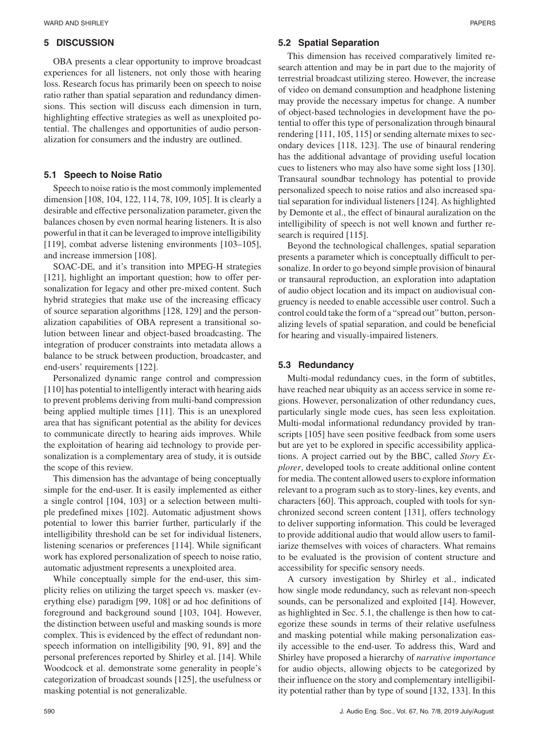## 5 DISCUSSION

OBA presents a clear opportunity to improve broadcast experiences for all listeners, not only those with hearing loss. Research focus has primarily been on speech to noise ratio rather than spatial separation and redundancy dimensions. This section will discuss each dimension in turn, highlighting effective strategies as well as unexploited potential. The challenges and opportunities of audio personalization for consumers and the industry are outlined.

### 5.1 Speech to Noise Ratio

Speech to noise ratio is the most commonly implemented dimension [108, 104, 122, 114, 78, 109, 105]. It is clearly a desirable and effective personalization parameter, given the balances chosen by even normal hearing listeners. It is also powerful in that it can be leveraged to improve intelligibility [119], combat adverse listening environments [103–105], and increase immersion [108].

SOAC-DE, and it's transition into MPEG-H strategies [121], highlight an important question; how to offer personalization for legacy and other pre-mixed content. Such hybrid strategies that make use of the increasing efficacy of source separation algorithms [128, 129] and the personalization capabilities of OBA represent a transitional solution between linear and object-based broadcasting. The integration of producer constraints into metadata allows a balance to be struck between production, broadcaster, and end-users' requirements [122].

Personalized dynamic range control and compression [110] has potential to intelligently interact with hearing aids to prevent problems deriving from multi-band compression being applied multiple times [11]. This is an unexplored area that has significant potential as the ability for devices to communicate directly to hearing aids improves. While the exploitation of hearing aid technology to provide personalization is a complementary area of study, it is outside the scope of this review.

This dimension has the advantage of being conceptually simple for the end-user. It is easily implemented as either a single control [104, 103] or a selection between multiple predefined mixes [102]. Automatic adjustment shows potential to lower this barrier further, particularly if the intelligibility threshold can be set for individual listeners, listening scenarios or preferences [114]. While significant work has explored personalization of speech to noise ratio, automatic adjustment represents a unexploited area.

While conceptually simple for the end-user, this simplicity relies on utilizing the target speech vs. masker (everything else) paradigm [99, 108] or ad hoc definitions of foreground and background sound [103, 104]. However, the distinction between useful and masking sounds is more complex. This is evidenced by the effect of redundant non-speech information on intelligibility [90, 91, 89] and the personal preferences reported by Shirley et al. [14]. While Woodcock et al. demonstrate some generality in people's categorization of broadcast sounds [125], the usefulness or masking potential is not generalizable.

### 5.2 Spatial Separation

This dimension has received comparatively limited research attention and may be in part due to the majority of terrestrial broadcast utilizing stereo. However, the increase of video on demand consumption and headphone listening may provide the necessary impetus for change. A number of object-based technologies in development have the potential to offer this type of personalization through binaural rendering [111, 105, 115] or sending alternate mixes to secondary devices [118, 123]. The use of binaural rendering has the additional advantage of providing useful location cues to listeners who may also have some sight loss [130]. Transaural soundbar technology has potential to provide personalized speech to noise ratios and also increased spatial separation for individual listeners [124]. As highlighted by Demonte et al., the effect of binaural auralization on the intelligibility of speech is not well known and further research is required [115].

Beyond the technological challenges, spatial separation presents a parameter which is conceptually difficult to personalize. In order to go beyond simple provision of binaural or transaural reproduction, an exploration into adaptation of audio object location and its impact on audiovisual congruency is needed to enable accessible user control. Such a control could take the form of a "spread out" button, personalizing levels of spatial separation, and could be beneficial for hearing and visually-impaired listeners.

### 5.3 Redundancy

Multi-modal redundancy cues, in the form of subtitles, have reached near ubiquity as an access service in some regions. However, personalization of other redundancy cues, particularly single mode cues, has seen less exploitation. Multi-modal informational redundancy provided by transcripts [105] have seen positive feedback from some users but are yet to be explored in specific accessibility applications. A project carried out by the BBC, called *Story Explorer*, developed tools to create additional online content for media. The content allowed users to explore information relevant to a program such as to story-lines, key events, and characters [60]. This approach, coupled with tools for synchronized second screen content [131], offers technology to deliver supporting information. This could be leveraged to provide additional audio that would allow users to familiarize themselves with voices of characters. What remains to be evaluated is the provision of content structure and accessibility for specific sensory needs.

A cursory investigation by Shirley et al., indicated how single mode redundancy, such as relevant non-speech sounds, can be personalized and exploited [14]. However, as highlighted in Sec. 5.1, the challenge is then how to categorize these sounds in terms of their relative usefulness and masking potential while making personalization easily accessible to the end-user. To address this, Ward and Shirley have proposed a hierarchy of *narrative importance* for audio objects, allowing objects to be categorized by their influence on the story and complementary intelligibility potential rather than by type of sound [132, 133]. In this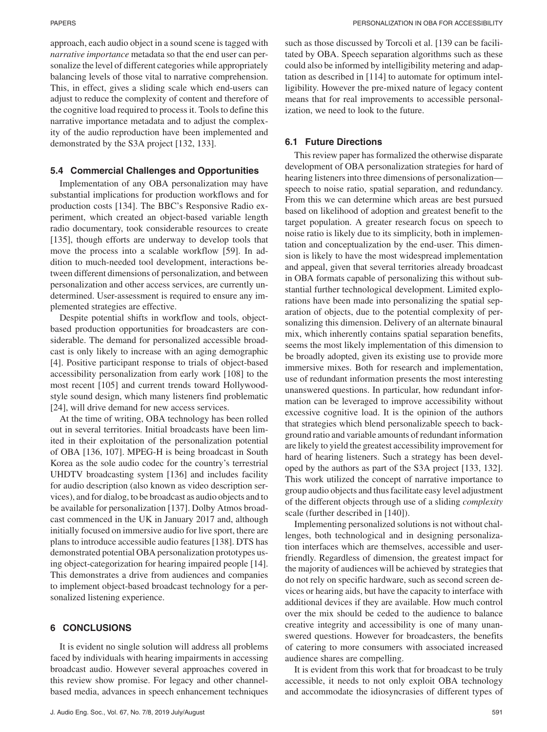approach, each audio object in a sound scene is tagged with *narrative importance* metadata so that the end user can personalize the level of different categories while appropriately balancing levels of those vital to narrative comprehension. This, in effect, gives a sliding scale which end-users can adjust to reduce the complexity of content and therefore of the cognitive load required to process it. Tools to define this narrative importance metadata and to adjust the complexity of the audio reproduction have been implemented and demonstrated by the S3A project [132, 133].

### 5.4 Commercial Challenges and Opportunities

Implementation of any OBA personalization may have substantial implications for production workflows and for production costs [134]. The BBC's Responsive Radio experiment, which created an object-based variable length radio documentary, took considerable resources to create [135], though efforts are underway to develop tools that move the process into a scalable workflow [59]. In addition to much-needed tool development, interactions between different dimensions of personalization, and between personalization and other access services, are currently undetermined. User-assessment is required to ensure any implemented strategies are effective.

Despite potential shifts in workflow and tools, object-based production opportunities for broadcasters are considerable. The demand for personalized accessible broadcast is only likely to increase with an aging demographic [4]. Positive participant response to trials of object-based accessibility personalization from early work [108] to the most recent [105] and current trends toward Hollywood-style sound design, which many listeners find problematic [24], will drive demand for new access services.

At the time of writing, OBA technology has been rolled out in several territories. Initial broadcasts have been limited in their exploitation of the personalization potential of OBA [136, 107]. MPEG-H is being broadcast in South Korea as the sole audio codec for the country's terrestrial UHDTV broadcasting system [136] and includes facility for audio description (also known as video description services), and for dialog, to be broadcast as audio objects and to be available for personalization [137]. Dolby Atmos broadcast commenced in the UK in January 2017 and, although initially focused on immersive audio for live sport, there are plans to introduce accessible audio features [138]. DTS has demonstrated potential OBA personalization prototypes using object-categorization for hearing impaired people [14]. This demonstrates a drive from audiences and companies to implement object-based broadcast technology for a personalized listening experience.

## 6 CONCLUSIONS

It is evident no single solution will address all problems faced by individuals with hearing impairments in accessing broadcast audio. However several approaches covered in this review show promise. For legacy and other channel-based media, advances in speech enhancement techniques such as those discussed by Torcoli et al. [139 can be facilitated by OBA. Speech separation algorithms such as these could also be informed by intelligibility metering and adaptation as described in [114] to automate for optimum intelligibility. However the pre-mixed nature of legacy content means that for real improvements to accessible personalization, we need to look to the future.

### 6.1 Future Directions

This review paper has formalized the otherwise disparate development of OBA personalization strategies for hard of hearing listeners into three dimensions of personalization—speech to noise ratio, spatial separation, and redundancy. From this we can determine which areas are best pursued based on likelihood of adoption and greatest benefit to the target population. A greater research focus on speech to noise ratio is likely due to its simplicity, both in implementation and conceptualization by the end-user. This dimension is likely to have the most widespread implementation and appeal, given that several territories already broadcast in OBA formats capable of personalizing this without substantial further technological development. Limited explorations have been made into personalizing the spatial separation of objects, due to the potential complexity of personalizing this dimension. Delivery of an alternate binaural mix, which inherently contains spatial separation benefits, seems the most likely implementation of this dimension to be broadly adopted, given its existing use to provide more immersive mixes. Both for research and implementation, use of redundant information presents the most interesting unanswered questions. In particular, how redundant information can be leveraged to improve accessibility without excessive cognitive load. It is the opinion of the authors that strategies which blend personalizable speech to background ratio and variable amounts of redundant information are likely to yield the greatest accessibility improvement for hard of hearing listeners. Such a strategy has been developed by the authors as part of the S3A project [133, 132]. This work utilized the concept of narrative importance to group audio objects and thus facilitate easy level adjustment of the different objects through use of a sliding *complexity* scale (further described in [140]).

Implementing personalized solutions is not without challenges, both technological and in designing personalization interfaces which are themselves, accessible and user-friendly. Regardless of dimension, the greatest impact for the majority of audiences will be achieved by strategies that do not rely on specific hardware, such as second screen devices or hearing aids, but have the capacity to interface with additional devices if they are available. How much control over the mix should be ceded to the audience to balance creative integrity and accessibility is one of many unanswered questions. However for broadcasters, the benefits of catering to more consumers with associated increased audience shares are compelling.

It is evident from this work that for broadcast to be truly accessible, it needs to not only exploit OBA technology and accommodate the idiosyncrasies of different types of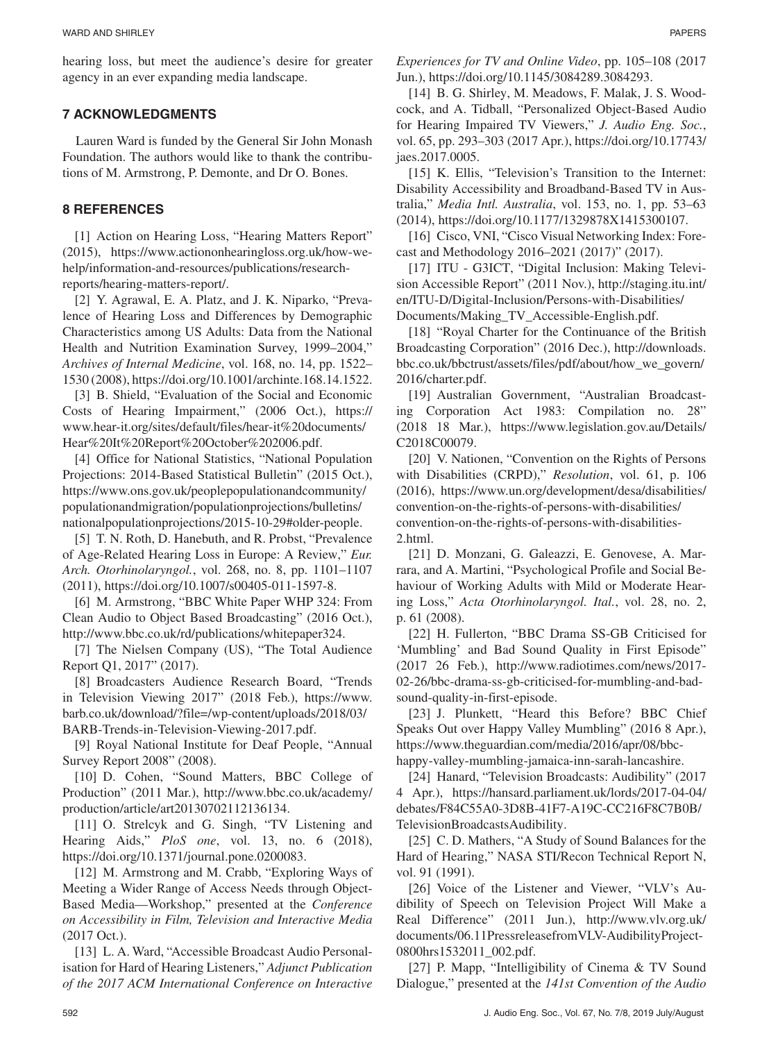hearing loss, but meet the audience's desire for greater agency in an ever expanding media landscape.

## 7 ACKNOWLEDGMENTS

Lauren Ward is funded by the General Sir John Monash Foundation. The authors would like to thank the contributions of M. Armstrong, P. Demonte, and Dr O. Bones.

## 8 REFERENCES

[1] Action on Hearing Loss, "Hearing Matters Report" (2015), https://www.actiononhearingloss.org.uk/how-we-help/information-and-resources/publications/research-reports/hearing-matters-report/.

[2] Y. Agrawal, E. A. Platz, and J. K. Niparko, "Prevalence of Hearing Loss and Differences by Demographic Characteristics among US Adults: Data from the National Health and Nutrition Examination Survey, 1999–2004," *Archives of Internal Medicine*, vol. 168, no. 14, pp. 1522–1530 (2008), https://doi.org/10.1001/archinte.168.14.1522.

[3] B. Shield, "Evaluation of the Social and Economic Costs of Hearing Impairment," (2006 Oct.), https://www.hear-it.org/sites/default/files/hear-it%20documents/Hear%20It%20Report%20October%202006.pdf.

[4] Office for National Statistics, "National Population Projections: 2014-Based Statistical Bulletin" (2015 Oct.), https://www.ons.gov.uk/peoplepopulationandcommunity/populationandmigration/populationprojections/bulletins/nationalpopulationprojections/2015-10-29#older-people.

[5] T. N. Roth, D. Hanebuth, and R. Probst, "Prevalence of Age-Related Hearing Loss in Europe: A Review," *Eur. Arch. Otorhinolaryngol.*, vol. 268, no. 8, pp. 1101–1107 (2011), https://doi.org/10.1007/s00405-011-1597-8.

[6] M. Armstrong, "BBC White Paper WHP 324: From Clean Audio to Object Based Broadcasting" (2016 Oct.), http://www.bbc.co.uk/rd/publications/whitepaper324.

[7] The Nielsen Company (US), "The Total Audience Report Q1, 2017" (2017).

[8] Broadcasters Audience Research Board, "Trends in Television Viewing 2017" (2018 Feb.), https://www.barb.co.uk/download/?file=/wp-content/uploads/2018/03/BARB-Trends-in-Television-Viewing-2017.pdf.

[9] Royal National Institute for Deaf People, "Annual Survey Report 2008" (2008).

[10] D. Cohen, "Sound Matters, BBC College of Production" (2011 Mar.), http://www.bbc.co.uk/academy/production/article/art20130702112136134.

[11] O. Strelcyk and G. Singh, "TV Listening and Hearing Aids," *PloS one*, vol. 13, no. 6 (2018), https://doi.org/10.1371/journal.pone.0200083.

[12] M. Armstrong and M. Crabb, "Exploring Ways of Meeting a Wider Range of Access Needs through Object-Based Media—Workshop," presented at the *Conference on Accessibility in Film, Television and Interactive Media* (2017 Oct.).

[13] L. A. Ward, "Accessible Broadcast Audio Personalisation for Hard of Hearing Listeners," *Adjunct Publication of the 2017 ACM International Conference on Interactive Experiences for TV and Online Video*, pp. 105–108 (2017 Jun.), https://doi.org/10.1145/3084289.3084293.

[14] B. G. Shirley, M. Meadows, F. Malak, J. S. Woodcock, and A. Tidball, "Personalized Object-Based Audio for Hearing Impaired TV Viewers," *J. Audio Eng. Soc.*, vol. 65, pp. 293–303 (2017 Apr.), https://doi.org/10.17743/jaes.2017.0005.

[15] K. Ellis, "Television's Transition to the Internet: Disability Accessibility and Broadband-Based TV in Australia," *Media Intl. Australia*, vol. 153, no. 1, pp. 53–63 (2014), https://doi.org/10.1177/1329878X1415300107.

[16] Cisco, VNI, "Cisco Visual Networking Index: Forecast and Methodology 2016–2021 (2017)" (2017).

[17] ITU - G3ICT, "Digital Inclusion: Making Television Accessible Report" (2011 Nov.), http://staging.itu.int/en/ITU-D/Digital-Inclusion/Persons-with-Disabilities/Documents/Making_TV_Accessible-English.pdf.

[18] "Royal Charter for the Continuance of the British Broadcasting Corporation" (2016 Dec.), http://downloads.bbc.co.uk/bbctrust/assets/files/pdf/about/how_we_govern/2016/charter.pdf.

[19] Australian Government, "Australian Broadcasting Corporation Act 1983: Compilation no. 28" (2018 18 Mar.), https://www.legislation.gov.au/Details/C2018C00079.

[20] V. Nationen, "Convention on the Rights of Persons with Disabilities (CRPD)," *Resolution*, vol. 61, p. 106 (2016), https://www.un.org/development/desa/disabilities/convention-on-the-rights-of-persons-with-disabilities/convention-on-the-rights-of-persons-with-disabilities-2.html.

[21] D. Monzani, G. Galeazzi, E. Genovese, A. Marrara, and A. Martini, "Psychological Profile and Social Behaviour of Working Adults with Mild or Moderate Hearing Loss," *Acta Otorhinolaryngol. Ital.*, vol. 28, no. 2, p. 61 (2008).

[22] H. Fullerton, "BBC Drama SS-GB Criticised for 'Mumbling' and Bad Sound Quality in First Episode" (2017 26 Feb.), http://www.radiotimes.com/news/2017-02-26/bbc-drama-ss-gb-criticised-for-mumbling-and-bad-sound-quality-in-first-episode.

[23] J. Plunkett, "Heard this Before? BBC Chief Speaks Out over Happy Valley Mumbling" (2016 8 Apr.), https://www.theguardian.com/media/2016/apr/08/bbc-happy-valley-mumbling-jamaica-inn-sarah-lancashire.

[24] Hanard, "Television Broadcasts: Audibility" (2017 4 Apr.), https://hansard.parliament.uk/lords/2017-04-04/debates/F84C55A0-3D8B-41F7-A19C-CC216F8C7B0B/TelevisionBroadcastsAudibility.

[25] C. D. Mathers, "A Study of Sound Balances for the Hard of Hearing," NASA STI/Recon Technical Report N, vol. 91 (1991).

[26] Voice of the Listener and Viewer, "VLV's Audibility of Speech on Television Project Will Make a Real Difference" (2011 Jun.), http://www.vlv.org.uk/documents/06.11PressreleasefromVLV-AudibilityProject-0800hrs1532011_002.pdf.

[27] P. Mapp, "Intelligibility of Cinema & TV Sound Dialogue," presented at the *141st Convention of the Audio*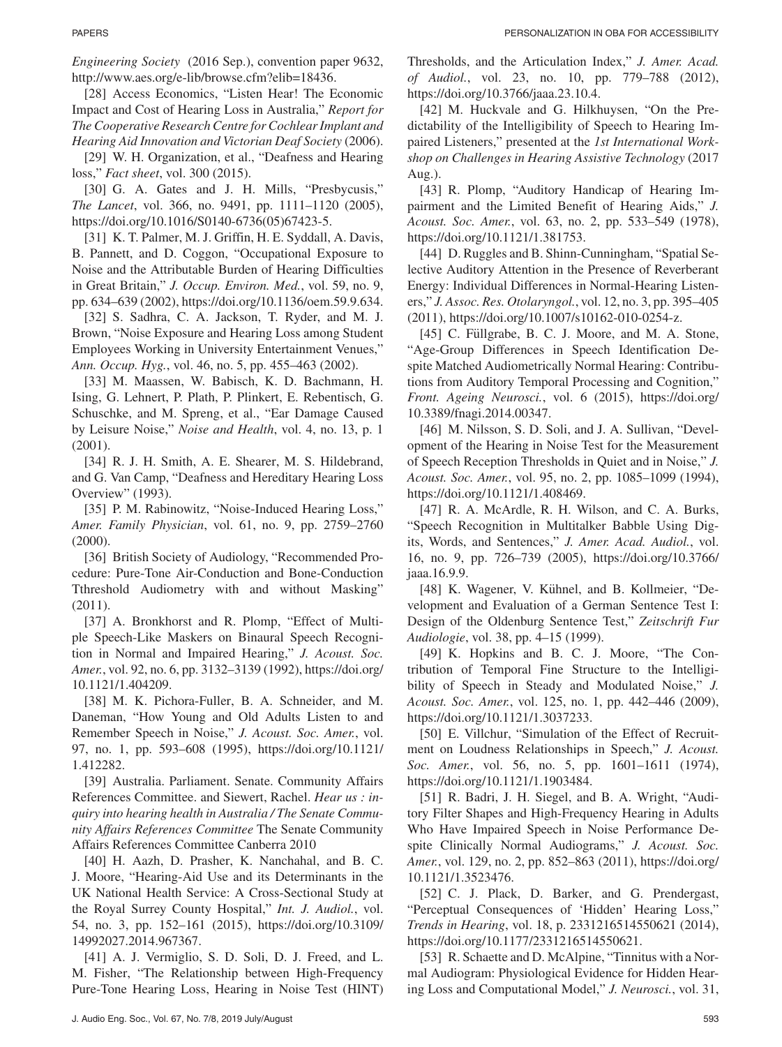*Engineering Society* (2016 Sep.), convention paper 9632, http://www.aes.org/e-lib/browse.cfm?elib=18436.

[28] Access Economics, "Listen Hear! The Economic Impact and Cost of Hearing Loss in Australia," *Report for The Cooperative Research Centre for Cochlear Implant and Hearing Aid Innovation and Victorian Deaf Society* (2006).

[29] W. H. Organization, et al., "Deafness and Hearing loss," *Fact sheet*, vol. 300 (2015).

[30] G. A. Gates and J. H. Mills, "Presbycusis," *The Lancet*, vol. 366, no. 9491, pp. 1111–1120 (2005), https://doi.org/10.1016/S0140-6736(05)67423-5.

[31] K. T. Palmer, M. J. Griffin, H. E. Syddall, A. Davis, B. Pannett, and D. Coggon, "Occupational Exposure to Noise and the Attributable Burden of Hearing Difficulties in Great Britain," *J. Occup. Environ. Med.*, vol. 59, no. 9, pp. 634–639 (2002), https://doi.org/10.1136/oem.59.9.634.

[32] S. Sadhra, C. A. Jackson, T. Ryder, and M. J. Brown, "Noise Exposure and Hearing Loss among Student Employees Working in University Entertainment Venues," *Ann. Occup. Hyg.*, vol. 46, no. 5, pp. 455–463 (2002).

[33] M. Maassen, W. Babisch, K. D. Bachmann, H. Ising, G. Lehnert, P. Plath, P. Plinkert, E. Rebentisch, G. Schuschke, and M. Spreng, et al., "Ear Damage Caused by Leisure Noise," *Noise and Health*, vol. 4, no. 13, p. 1 (2001).

[34] R. J. H. Smith, A. E. Shearer, M. S. Hildebrand, and G. Van Camp, "Deafness and Hereditary Hearing Loss Overview" (1993).

[35] P. M. Rabinowitz, "Noise-Induced Hearing Loss," *Amer. Family Physician*, vol. 61, no. 9, pp. 2759–2760 (2000).

[36] British Society of Audiology, "Recommended Procedure: Pure-Tone Air-Conduction and Bone-Conduction Tthreshold Audiometry with and without Masking" (2011).

[37] A. Bronkhorst and R. Plomp, "Effect of Multiple Speech-Like Maskers on Binaural Speech Recognition in Normal and Impaired Hearing," *J. Acoust. Soc. Amer.*, vol. 92, no. 6, pp. 3132–3139 (1992), https://doi.org/10.1121/1.404209.

[38] M. K. Pichora-Fuller, B. A. Schneider, and M. Daneman, "How Young and Old Adults Listen to and Remember Speech in Noise," *J. Acoust. Soc. Amer.*, vol. 97, no. 1, pp. 593–608 (1995), https://doi.org/10.1121/1.412282.

[39] Australia. Parliament. Senate. Community Affairs References Committee. and Siewert, Rachel. *Hear us : inquiry into hearing health in Australia / The Senate Community Affairs References Committee* The Senate Community Affairs References Committee Canberra 2010

[40] H. Aazh, D. Prasher, K. Nanchahal, and B. C. J. Moore, "Hearing-Aid Use and its Determinants in the UK National Health Service: A Cross-Sectional Study at the Royal Surrey County Hospital," *Int. J. Audiol.*, vol. 54, no. 3, pp. 152–161 (2015), https://doi.org/10.3109/14992027.2014.967367.

[41] A. J. Vermiglio, S. D. Soli, D. J. Freed, and L. M. Fisher, "The Relationship between High-Frequency Pure-Tone Hearing Loss, Hearing in Noise Test (HINT) Thresholds, and the Articulation Index," *J. Amer. Acad. of Audiol.*, vol. 23, no. 10, pp. 779–788 (2012), https://doi.org/10.3766/jaaa.23.10.4.

[42] M. Huckvale and G. Hilkhuysen, "On the Predictability of the Intelligibility of Speech to Hearing Impaired Listeners," presented at the *1st International Workshop on Challenges in Hearing Assistive Technology* (2017 Aug.).

[43] R. Plomp, "Auditory Handicap of Hearing Impairment and the Limited Benefit of Hearing Aids," *J. Acoust. Soc. Amer.*, vol. 63, no. 2, pp. 533–549 (1978), https://doi.org/10.1121/1.381753.

[44] D. Ruggles and B. Shinn-Cunningham, "Spatial Selective Auditory Attention in the Presence of Reverberant Energy: Individual Differences in Normal-Hearing Listeners," *J. Assoc. Res. Otolaryngol.*, vol. 12, no. 3, pp. 395–405 (2011), https://doi.org/10.1007/s10162-010-0254-z.

[45] C. Füllgrabe, B. C. J. Moore, and M. A. Stone, "Age-Group Differences in Speech Identification Despite Matched Audiometrically Normal Hearing: Contributions from Auditory Temporal Processing and Cognition," *Front. Ageing Neurosci.*, vol. 6 (2015), https://doi.org/10.3389/fnagi.2014.00347.

[46] M. Nilsson, S. D. Soli, and J. A. Sullivan, "Development of the Hearing in Noise Test for the Measurement of Speech Reception Thresholds in Quiet and in Noise," *J. Acoust. Soc. Amer.*, vol. 95, no. 2, pp. 1085–1099 (1994), https://doi.org/10.1121/1.408469.

[47] R. A. McArdle, R. H. Wilson, and C. A. Burks, "Speech Recognition in Multitalker Babble Using Digits, Words, and Sentences," *J. Amer. Acad. Audiol.*, vol. 16, no. 9, pp. 726–739 (2005), https://doi.org/10.3766/jaaa.16.9.9.

[48] K. Wagener, V. Kühnel, and B. Kollmeier, "Development and Evaluation of a German Sentence Test I: Design of the Oldenburg Sentence Test," *Zeitschrift Fur Audiologie*, vol. 38, pp. 4–15 (1999).

[49] K. Hopkins and B. C. J. Moore, "The Contribution of Temporal Fine Structure to the Intelligibility of Speech in Steady and Modulated Noise," *J. Acoust. Soc. Amer.*, vol. 125, no. 1, pp. 442–446 (2009), https://doi.org/10.1121/1.3037233.

[50] E. Villchur, "Simulation of the Effect of Recruitment on Loudness Relationships in Speech," *J. Acoust. Soc. Amer.*, vol. 56, no. 5, pp. 1601–1611 (1974), https://doi.org/10.1121/1.1903484.

[51] R. Badri, J. H. Siegel, and B. A. Wright, "Auditory Filter Shapes and High-Frequency Hearing in Adults Who Have Impaired Speech in Noise Performance Despite Clinically Normal Audiograms," *J. Acoust. Soc. Amer.*, vol. 129, no. 2, pp. 852–863 (2011), https://doi.org/10.1121/1.3523476.

[52] C. J. Plack, D. Barker, and G. Prendergast, "Perceptual Consequences of 'Hidden' Hearing Loss," *Trends in Hearing*, vol. 18, p. 2331216514550621 (2014), https://doi.org/10.1177/2331216514550621.

[53] R. Schaette and D. McAlpine, "Tinnitus with a Normal Audiogram: Physiological Evidence for Hidden Hearing Loss and Computational Model," *J. Neurosci.*, vol. 31,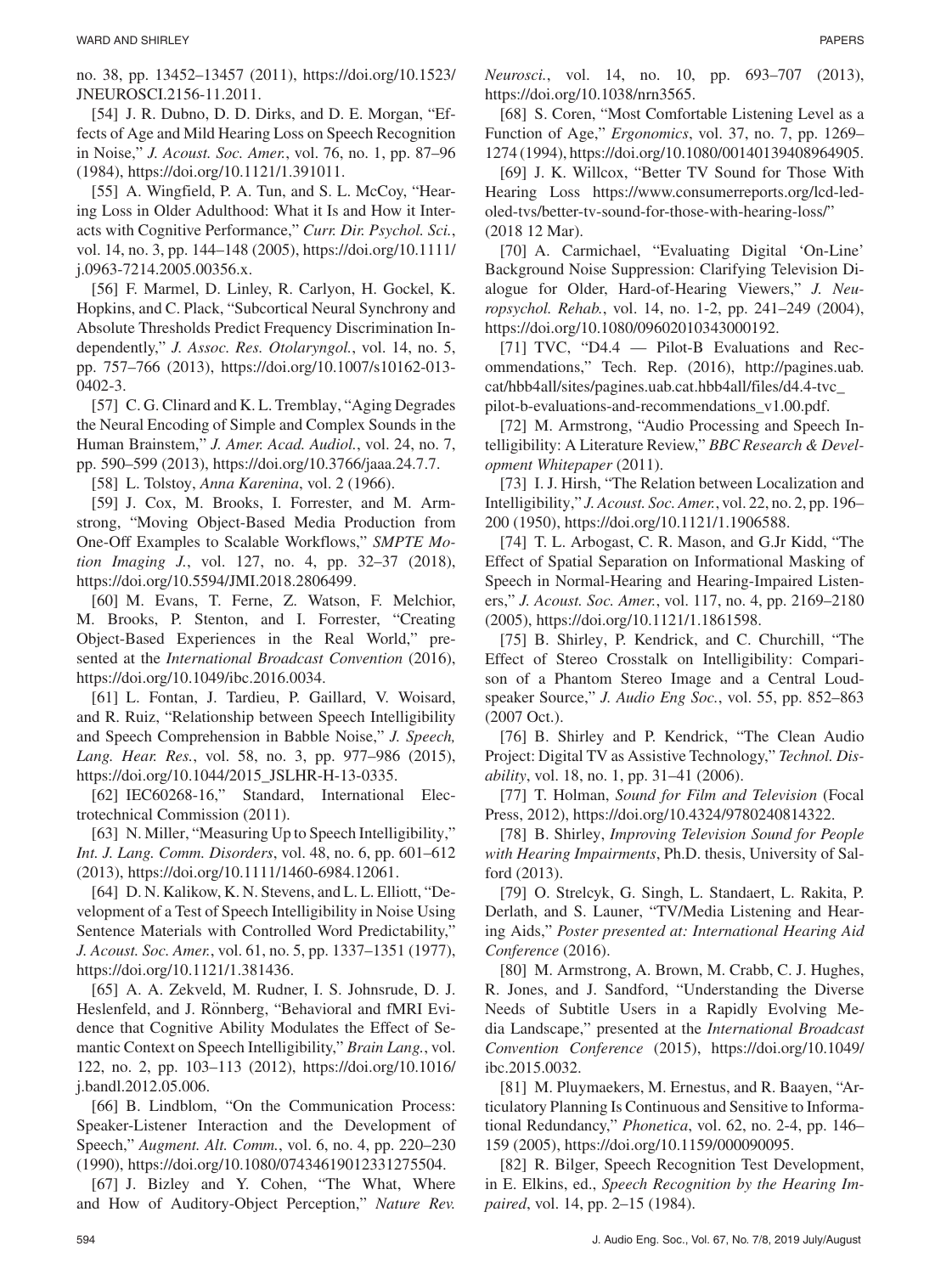no. 38, pp. 13452–13457 (2011), https://doi.org/10.1523/JNEUROSCI.2156-11.2011.

[54] J. R. Dubno, D. D. Dirks, and D. E. Morgan, "Effects of Age and Mild Hearing Loss on Speech Recognition in Noise," *J. Acoust. Soc. Amer.*, vol. 76, no. 1, pp. 87–96 (1984), https://doi.org/10.1121/1.391011.

[55] A. Wingfield, P. A. Tun, and S. L. McCoy, "Hearing Loss in Older Adulthood: What it Is and How it Interacts with Cognitive Performance," *Curr. Dir. Psychol. Sci.*, vol. 14, no. 3, pp. 144–148 (2005), https://doi.org/10.1111/j.0963-7214.2005.00356.x.

[56] F. Marmel, D. Linley, R. Carlyon, H. Gockel, K. Hopkins, and C. Plack, "Subcortical Neural Synchrony and Absolute Thresholds Predict Frequency Discrimination Independently," *J. Assoc. Res. Otolaryngol.*, vol. 14, no. 5, pp. 757–766 (2013), https://doi.org/10.1007/s10162-013-0402-3.

[57] C. G. Clinard and K. L. Tremblay, "Aging Degrades the Neural Encoding of Simple and Complex Sounds in the Human Brainstem," *J. Amer. Acad. Audiol.*, vol. 24, no. 7, pp. 590–599 (2013), https://doi.org/10.3766/jaaa.24.7.7.

[58] L. Tolstoy, *Anna Karenina*, vol. 2 (1966).

[59] J. Cox, M. Brooks, I. Forrester, and M. Armstrong, "Moving Object-Based Media Production from One-Off Examples to Scalable Workflows," *SMPTE Motion Imaging J.*, vol. 127, no. 4, pp. 32–37 (2018), https://doi.org/10.5594/JMI.2018.2806499.

[60] M. Evans, T. Ferne, Z. Watson, F. Melchior, M. Brooks, P. Stenton, and I. Forrester, "Creating Object-Based Experiences in the Real World," presented at the *International Broadcast Convention* (2016), https://doi.org/10.1049/ibc.2016.0034.

[61] L. Fontan, J. Tardieu, P. Gaillard, V. Woisard, and R. Ruiz, "Relationship between Speech Intelligibility and Speech Comprehension in Babble Noise," *J. Speech, Lang. Hear. Res.*, vol. 58, no. 3, pp. 977–986 (2015), https://doi.org/10.1044/2015_JSLHR-H-13-0335.

[62] IEC60268-16," Standard, International Electrotechnical Commission (2011).

[63] N. Miller, "Measuring Up to Speech Intelligibility," *Int. J. Lang. Comm. Disorders*, vol. 48, no. 6, pp. 601–612 (2013), https://doi.org/10.1111/1460-6984.12061.

[64] D. N. Kalikow, K. N. Stevens, and L. L. Elliott, "Development of a Test of Speech Intelligibility in Noise Using Sentence Materials with Controlled Word Predictability," *J. Acoust. Soc. Amer.*, vol. 61, no. 5, pp. 1337–1351 (1977), https://doi.org/10.1121/1.381436.

[65] A. A. Zekveld, M. Rudner, I. S. Johnsrude, D. J. Heslenfeld, and J. Rönnberg, "Behavioral and fMRI Evidence that Cognitive Ability Modulates the Effect of Semantic Context on Speech Intelligibility," *Brain Lang.*, vol. 122, no. 2, pp. 103–113 (2012), https://doi.org/10.1016/j.bandl.2012.05.006.

[66] B. Lindblom, "On the Communication Process: Speaker-Listener Interaction and the Development of Speech," *Augment. Alt. Comm.*, vol. 6, no. 4, pp. 220–230 (1990), https://doi.org/10.1080/07434619012331275504.

[67] J. Bizley and Y. Cohen, "The What, Where and How of Auditory-Object Perception," *Nature Rev. Neurosci.*, vol. 14, no. 10, pp. 693–707 (2013), https://doi.org/10.1038/nrn3565.

[68] S. Coren, "Most Comfortable Listening Level as a Function of Age," *Ergonomics*, vol. 37, no. 7, pp. 1269–1274 (1994), https://doi.org/10.1080/00140139408964905.

[69] J. K. Willcox, "Better TV Sound for Those With Hearing Loss https://www.consumerreports.org/lcd-led-oled-tvs/better-tv-sound-for-those-with-hearing-loss/" (2018 12 Mar).

[70] A. Carmichael, "Evaluating Digital 'On-Line' Background Noise Suppression: Clarifying Television Dialogue for Older, Hard-of-Hearing Viewers," *J. Neuropsychol. Rehab.*, vol. 14, no. 1-2, pp. 241–249 (2004), https://doi.org/10.1080/09602010343000192.

[71] TVC, "D4.4 — Pilot-B Evaluations and Recommendations," Tech. Rep. (2016), http://pagines.uab.cat/hbb4all/sites/pagines.uab.cat.hbb4all/files/d4.4-tvc_pilot-b-evaluations-and-recommendations_v1.00.pdf.

[72] M. Armstrong, "Audio Processing and Speech Intelligibility: A Literature Review," *BBC Research & Development Whitepaper* (2011).

[73] I. J. Hirsh, "The Relation between Localization and Intelligibility," *J. Acoust. Soc. Amer.*, vol. 22, no. 2, pp. 196–200 (1950), https://doi.org/10.1121/1.1906588.

[74] T. L. Arbogast, C. R. Mason, and G.Jr Kidd, "The Effect of Spatial Separation on Informational Masking of Speech in Normal-Hearing and Hearing-Impaired Listeners," *J. Acoust. Soc. Amer.*, vol. 117, no. 4, pp. 2169–2180 (2005), https://doi.org/10.1121/1.1861598.

[75] B. Shirley, P. Kendrick, and C. Churchill, "The Effect of Stereo Crosstalk on Intelligibility: Comparison of a Phantom Stereo Image and a Central Loudspeaker Source," *J. Audio Eng Soc.*, vol. 55, pp. 852–863 (2007 Oct.).

[76] B. Shirley and P. Kendrick, "The Clean Audio Project: Digital TV as Assistive Technology," *Technol. Disability*, vol. 18, no. 1, pp. 31–41 (2006).

[77] T. Holman, *Sound for Film and Television* (Focal Press, 2012), https://doi.org/10.4324/9780240814322.

[78] B. Shirley, *Improving Television Sound for People with Hearing Impairments*, Ph.D. thesis, University of Salford (2013).

[79] O. Strelcyk, G. Singh, L. Standaert, L. Rakita, P. Derlath, and S. Launer, "TV/Media Listening and Hearing Aids," *Poster presented at: International Hearing Aid Conference* (2016).

[80] M. Armstrong, A. Brown, M. Crabb, C. J. Hughes, R. Jones, and J. Sandford, "Understanding the Diverse Needs of Subtitle Users in a Rapidly Evolving Media Landscape," presented at the *International Broadcast Convention Conference* (2015), https://doi.org/10.1049/ibc.2015.0032.

[81] M. Pluymaekers, M. Ernestus, and R. Baayen, "Articulatory Planning Is Continuous and Sensitive to Informational Redundancy," *Phonetica*, vol. 62, no. 2-4, pp. 146–159 (2005), https://doi.org/10.1159/000090095.

[82] R. Bilger, Speech Recognition Test Development, in E. Elkins, ed., *Speech Recognition by the Hearing Impaired*, vol. 14, pp. 2–15 (1984).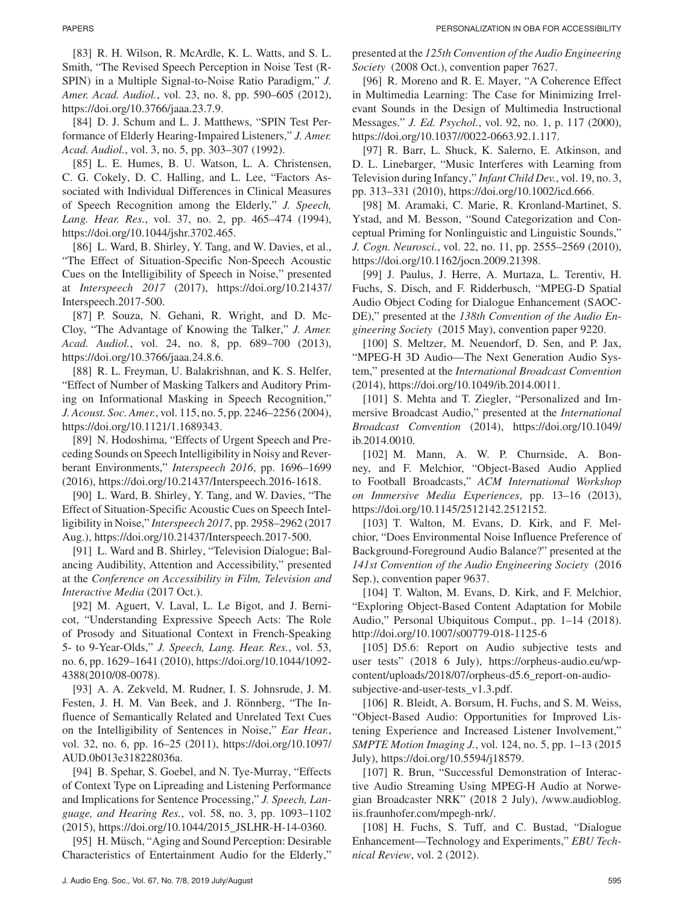[83] R. H. Wilson, R. McArdle, K. L. Watts, and S. L. Smith, "The Revised Speech Perception in Noise Test (R-SPIN) in a Multiple Signal-to-Noise Ratio Paradigm," *J. Amer. Acad. Audiol.*, vol. 23, no. 8, pp. 590–605 (2012), https://doi.org/10.3766/jaaa.23.7.9.

[84] D. J. Schum and L. J. Matthews, "SPIN Test Performance of Elderly Hearing-Impaired Listeners," *J. Amer. Acad. Audiol.*, vol. 3, no. 5, pp. 303–307 (1992).

[85] L. E. Humes, B. U. Watson, L. A. Christensen, C. G. Cokely, D. C. Halling, and L. Lee, "Factors Associated with Individual Differences in Clinical Measures of Speech Recognition among the Elderly," *J. Speech, Lang. Hear. Res.*, vol. 37, no. 2, pp. 465–474 (1994), https://doi.org/10.1044/jshr.3702.465.

[86] L. Ward, B. Shirley, Y. Tang, and W. Davies, et al., "The Effect of Situation-Specific Non-Speech Acoustic Cues on the Intelligibility of Speech in Noise," presented at *Interspeech 2017* (2017), https://doi.org/10.21437/Interspeech.2017-500.

[87] P. Souza, N. Gehani, R. Wright, and D. McCloy, "The Advantage of Knowing the Talker," *J. Amer. Acad. Audiol.*, vol. 24, no. 8, pp. 689–700 (2013), https://doi.org/10.3766/jaaa.24.8.6.

[88] R. L. Freyman, U. Balakrishnan, and K. S. Helfer, "Effect of Number of Masking Talkers and Auditory Priming on Informational Masking in Speech Recognition," *J. Acoust. Soc. Amer.*, vol. 115, no. 5, pp. 2246–2256 (2004), https://doi.org/10.1121/1.1689343.

[89] N. Hodoshima, "Effects of Urgent Speech and Preceding Sounds on Speech Intelligibility in Noisy and Reverberant Environments," *Interspeech 2016*, pp. 1696–1699 (2016), https://doi.org/10.21437/Interspeech.2016-1618.

[90] L. Ward, B. Shirley, Y. Tang, and W. Davies, "The Effect of Situation-Specific Acoustic Cues on Speech Intelligibility in Noise," *Interspeech 2017*, pp. 2958–2962 (2017 Aug.), https://doi.org/10.21437/Interspeech.2017-500.

[91] L. Ward and B. Shirley, "Television Dialogue; Balancing Audibility, Attention and Accessibility," presented at the *Conference on Accessibility in Film, Television and Interactive Media* (2017 Oct.).

[92] M. Aguert, V. Laval, L. Le Bigot, and J. Bernicot, "Understanding Expressive Speech Acts: The Role of Prosody and Situational Context in French-Speaking 5- to 9-Year-Olds," *J. Speech, Lang. Hear. Res.*, vol. 53, no. 6, pp. 1629–1641 (2010), https://doi.org/10.1044/1092-4388(2010/08-0078).

[93] A. A. Zekveld, M. Rudner, I. S. Johnsrude, J. M. Festen, J. H. M. Van Beek, and J. Rönnberg, "The Influence of Semantically Related and Unrelated Text Cues on the Intelligibility of Sentences in Noise," *Ear Hear.*, vol. 32, no. 6, pp. 16–25 (2011), https://doi.org/10.1097/AUD.0b013e318228036a.

[94] B. Spehar, S. Goebel, and N. Tye-Murray, "Effects of Context Type on Lipreading and Listening Performance and Implications for Sentence Processing," *J. Speech, Language, and Hearing Res.*, vol. 58, no. 3, pp. 1093–1102 (2015), https://doi.org/10.1044/2015_JSLHR-H-14-0360.

[95] H. Müsch, "Aging and Sound Perception: Desirable Characteristics of Entertainment Audio for the Elderly," presented at the *125th Convention of the Audio Engineering Society* (2008 Oct.), convention paper 7627.

[96] R. Moreno and R. E. Mayer, "A Coherence Effect in Multimedia Learning: The Case for Minimizing Irrelevant Sounds in the Design of Multimedia Instructional Messages." *J. Ed. Psychol.*, vol. 92, no. 1, p. 117 (2000), https://doi.org/10.1037//0022-0663.92.1.117.

[97] R. Barr, L. Shuck, K. Salerno, E. Atkinson, and D. L. Linebarger, "Music Interferes with Learning from Television during Infancy," *Infant Child Dev.*, vol. 19, no. 3, pp. 313–331 (2010), https://doi.org/10.1002/icd.666.

[98] M. Aramaki, C. Marie, R. Kronland-Martinet, S. Ystad, and M. Besson, "Sound Categorization and Conceptual Priming for Nonlinguistic and Linguistic Sounds," *J. Cogn. Neurosci.*, vol. 22, no. 11, pp. 2555–2569 (2010), https://doi.org/10.1162/jocn.2009.21398.

[99] J. Paulus, J. Herre, A. Murtaza, L. Terentiv, H. Fuchs, S. Disch, and F. Ridderbusch, "MPEG-D Spatial Audio Object Coding for Dialogue Enhancement (SAOC-DE)," presented at the *138th Convention of the Audio Engineering Society* (2015 May), convention paper 9220.

[100] S. Meltzer, M. Neuendorf, D. Sen, and P. Jax, "MPEG-H 3D Audio—The Next Generation Audio System," presented at the *International Broadcast Convention* (2014), https://doi.org/10.1049/ib.2014.0011.

[101] S. Mehta and T. Ziegler, "Personalized and Immersive Broadcast Audio," presented at the *International Broadcast Convention* (2014), https://doi.org/10.1049/ib.2014.0010.

[102] M. Mann, A. W. P. Churnside, A. Bonney, and F. Melchior, "Object-Based Audio Applied to Football Broadcasts," *ACM International Workshop on Immersive Media Experiences*, pp. 13–16 (2013), https://doi.org/10.1145/2512142.2512152.

[103] T. Walton, M. Evans, D. Kirk, and F. Melchior, "Does Environmental Noise Influence Preference of Background-Foreground Audio Balance?" presented at the *141st Convention of the Audio Engineering Society* (2016 Sep.), convention paper 9637.

[104] T. Walton, M. Evans, D. Kirk, and F. Melchior, "Exploring Object-Based Content Adaptation for Mobile Audio," Personal Ubiquitous Comput., pp. 1–14 (2018). http://doi.org/10.1007/s00779-018-1125-6

[105] D5.6: Report on Audio subjective tests and user tests" (2018 6 July), https://orpheus-audio.eu/wp-content/uploads/2018/07/orpheus-d5.6_report-on-audio-subjective-and-user-tests_v1.3.pdf.

[106] R. Bleidt, A. Borsum, H. Fuchs, and S. M. Weiss, "Object-Based Audio: Opportunities for Improved Listening Experience and Increased Listener Involvement," *SMPTE Motion Imaging J.*, vol. 124, no. 5, pp. 1–13 (2015 July), https://doi.org/10.5594/j18579.

[107] R. Brun, "Successful Demonstration of Interactive Audio Streaming Using MPEG-H Audio at Norwegian Broadcaster NRK" (2018 2 July), /www.audioblog.iis.fraunhofer.com/mpegh-nrk/.

[108] H. Fuchs, S. Tuff, and C. Bustad, "Dialogue Enhancement—Technology and Experiments," *EBU Technical Review*, vol. 2 (2012).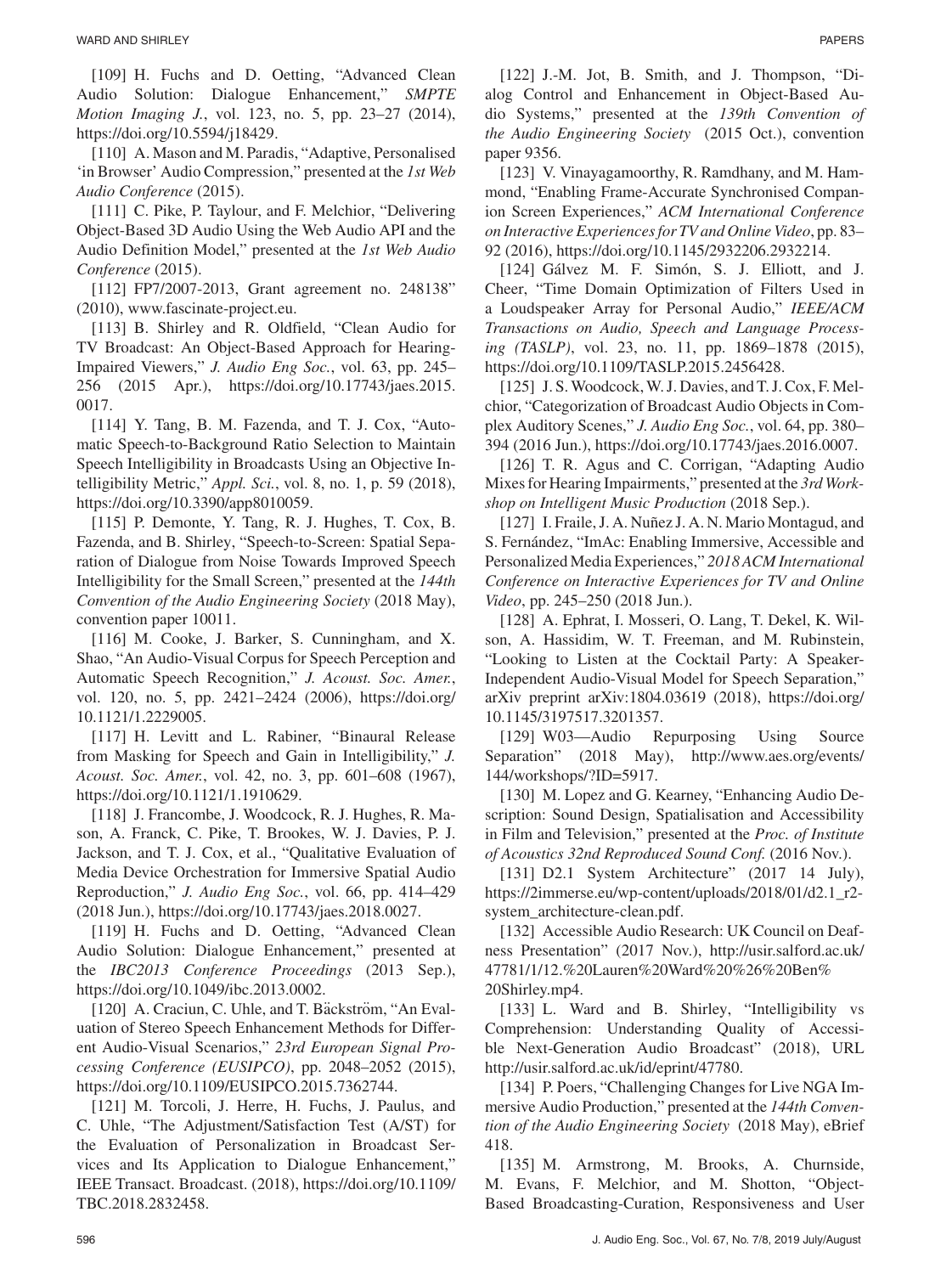[109] H. Fuchs and D. Oetting, "Advanced Clean Audio Solution: Dialogue Enhancement," *SMPTE Motion Imaging J.*, vol. 123, no. 5, pp. 23–27 (2014), https://doi.org/10.5594/j18429.

[110] A. Mason and M. Paradis, "Adaptive, Personalised 'in Browser' Audio Compression," presented at the *1st Web Audio Conference* (2015).

[111] C. Pike, P. Taylour, and F. Melchior, "Delivering Object-Based 3D Audio Using the Web Audio API and the Audio Definition Model," presented at the *1st Web Audio Conference* (2015).

[112] FP7/2007-2013, Grant agreement no. 248138" (2010), www.fascinate-project.eu.

[113] B. Shirley and R. Oldfield, "Clean Audio for TV Broadcast: An Object-Based Approach for Hearing-Impaired Viewers," *J. Audio Eng Soc.*, vol. 63, pp. 245–256 (2015 Apr.), https://doi.org/10.17743/jaes.2015.0017.

[114] Y. Tang, B. M. Fazenda, and T. J. Cox, "Automatic Speech-to-Background Ratio Selection to Maintain Speech Intelligibility in Broadcasts Using an Objective Intelligibility Metric," *Appl. Sci.*, vol. 8, no. 1, p. 59 (2018), https://doi.org/10.3390/app8010059.

[115] P. Demonte, Y. Tang, R. J. Hughes, T. Cox, B. Fazenda, and B. Shirley, "Speech-to-Screen: Spatial Separation of Dialogue from Noise Towards Improved Speech Intelligibility for the Small Screen," presented at the *144th Convention of the Audio Engineering Society* (2018 May), convention paper 10011.

[116] M. Cooke, J. Barker, S. Cunningham, and X. Shao, "An Audio-Visual Corpus for Speech Perception and Automatic Speech Recognition," *J. Acoust. Soc. Amer.*, vol. 120, no. 5, pp. 2421–2424 (2006), https://doi.org/10.1121/1.2229005.

[117] H. Levitt and L. Rabiner, "Binaural Release from Masking for Speech and Gain in Intelligibility," *J. Acoust. Soc. Amer.*, vol. 42, no. 3, pp. 601–608 (1967), https://doi.org/10.1121/1.1910629.

[118] J. Francombe, J. Woodcock, R. J. Hughes, R. Mason, A. Franck, C. Pike, T. Brookes, W. J. Davies, P. J. Jackson, and T. J. Cox, et al., "Qualitative Evaluation of Media Device Orchestration for Immersive Spatial Audio Reproduction," *J. Audio Eng Soc.*, vol. 66, pp. 414–429 (2018 Jun.), https://doi.org/10.17743/jaes.2018.0027.

[119] H. Fuchs and D. Oetting, "Advanced Clean Audio Solution: Dialogue Enhancement," presented at the *IBC2013 Conference Proceedings* (2013 Sep.), https://doi.org/10.1049/ibc.2013.0002.

[120] A. Craciun, C. Uhle, and T. Bäckström, "An Evaluation of Stereo Speech Enhancement Methods for Different Audio-Visual Scenarios," *23rd European Signal Processing Conference (EUSIPCO)*, pp. 2048–2052 (2015), https://doi.org/10.1109/EUSIPCO.2015.7362744.

[121] M. Torcoli, J. Herre, H. Fuchs, J. Paulus, and C. Uhle, "The Adjustment/Satisfaction Test (A/ST) for the Evaluation of Personalization in Broadcast Services and Its Application to Dialogue Enhancement," IEEE Transact. Broadcast. (2018), https://doi.org/10.1109/TBC.2018.2832458.

[122] J.-M. Jot, B. Smith, and J. Thompson, "Dialog Control and Enhancement in Object-Based Audio Systems," presented at the *139th Convention of the Audio Engineering Society* (2015 Oct.), convention paper 9356.

[123] V. Vinayagamoorthy, R. Ramdhany, and M. Hammond, "Enabling Frame-Accurate Synchronised Companion Screen Experiences," *ACM International Conference on Interactive Experiences for TV and Online Video*, pp. 83–92 (2016), https://doi.org/10.1145/2932206.2932214.

[124] Gálvez M. F. Simón, S. J. Elliott, and J. Cheer, "Time Domain Optimization of Filters Used in a Loudspeaker Array for Personal Audio," *IEEE/ACM Transactions on Audio, Speech and Language Processing (TASLP)*, vol. 23, no. 11, pp. 1869–1878 (2015), https://doi.org/10.1109/TASLP.2015.2456428.

[125] J. S. Woodcock, W. J. Davies, and T. J. Cox, F. Melchior, "Categorization of Broadcast Audio Objects in Complex Auditory Scenes," *J. Audio Eng Soc.*, vol. 64, pp. 380–394 (2016 Jun.), https://doi.org/10.17743/jaes.2016.0007.

[126] T. R. Agus and C. Corrigan, "Adapting Audio Mixes for Hearing Impairments," presented at the *3rd Workshop on Intelligent Music Production* (2018 Sep.).

[127] I. Fraile, J. A. Nuñez J. A. N. Mario Montagud, and S. Fernández, "ImAc: Enabling Immersive, Accessible and Personalized Media Experiences," *2018 ACM International Conference on Interactive Experiences for TV and Online Video*, pp. 245–250 (2018 Jun.).

[128] A. Ephrat, I. Mosseri, O. Lang, T. Dekel, K. Wilson, A. Hassidim, W. T. Freeman, and M. Rubinstein, "Looking to Listen at the Cocktail Party: A Speaker-Independent Audio-Visual Model for Speech Separation," arXiv preprint arXiv:1804.03619 (2018), https://doi.org/10.1145/3197517.3201357.

[129] W03—Audio Repurposing Using Source Separation" (2018 May), http://www.aes.org/events/144/workshops/?ID=5917.

[130] M. Lopez and G. Kearney, "Enhancing Audio Description: Sound Design, Spatialisation and Accessibility in Film and Television," presented at the *Proc. of Institute of Acoustics 32nd Reproduced Sound Conf.* (2016 Nov.).

[131] D2.1 System Architecture" (2017 14 July), https://2immerse.eu/wp-content/uploads/2018/01/d2.1_r2-system_architecture-clean.pdf.

[132] Accessible Audio Research: UK Council on Deafness Presentation" (2017 Nov.), http://usir.salford.ac.uk/47781/1/12.%20Lauren%20Ward%20%26%20Ben%20Shirley.mp4.

[133] L. Ward and B. Shirley, "Intelligibility vs Comprehension: Understanding Quality of Accessible Next-Generation Audio Broadcast" (2018), URL http://usir.salford.ac.uk/id/eprint/47780.

[134] P. Poers, "Challenging Changes for Live NGA Immersive Audio Production," presented at the *144th Convention of the Audio Engineering Society* (2018 May), eBrief 418.

[135] M. Armstrong, M. Brooks, A. Churnside, M. Evans, F. Melchior, and M. Shotton, "Object-Based Broadcasting-Curation, Responsiveness and User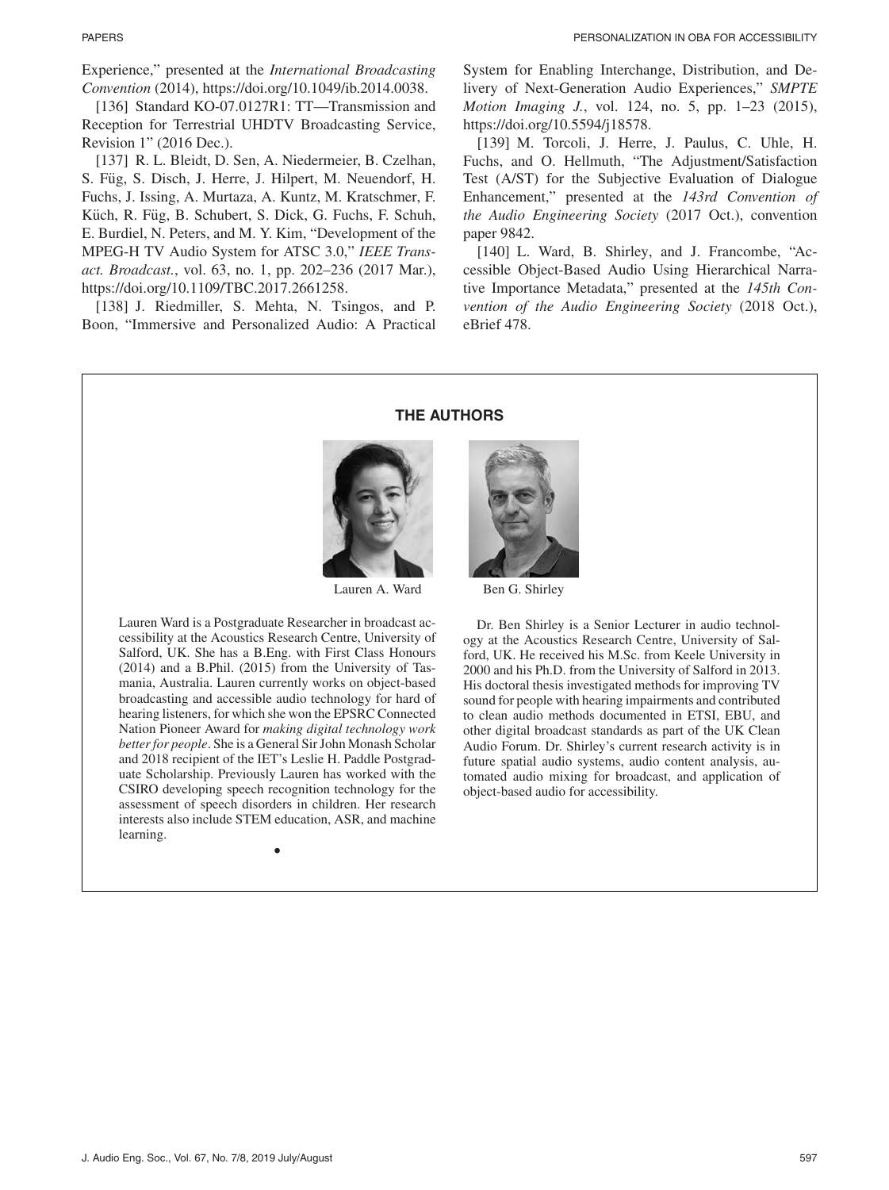Experience," presented at the *International Broadcasting Convention* (2014), https://doi.org/10.1049/ib.2014.0038.

[136] Standard KO-07.0127R1: TT—Transmission and Reception for Terrestrial UHDTV Broadcasting Service, Revision 1" (2016 Dec.).

[137] R. L. Bleidt, D. Sen, A. Niedermeier, B. Czelhan, S. Füg, S. Disch, J. Herre, J. Hilpert, M. Neuendorf, H. Fuchs, J. Issing, A. Murtaza, A. Kuntz, M. Kratschmer, F. Küch, R. Füg, B. Schubert, S. Dick, G. Fuchs, F. Schuh, E. Burdiel, N. Peters, and M. Y. Kim, "Development of the MPEG-H TV Audio System for ATSC 3.0," *IEEE Transact. Broadcast.*, vol. 63, no. 1, pp. 202–236 (2017 Mar.), https://doi.org/10.1109/TBC.2017.2661258.

[138] J. Riedmiller, S. Mehta, N. Tsingos, and P. Boon, "Immersive and Personalized Audio: A Practical System for Enabling Interchange, Distribution, and Delivery of Next-Generation Audio Experiences," *SMPTE Motion Imaging J.*, vol. 124, no. 5, pp. 1–23 (2015), https://doi.org/10.5594/j18578.

[139] M. Torcoli, J. Herre, J. Paulus, C. Uhle, H. Fuchs, and O. Hellmuth, "The Adjustment/Satisfaction Test (A/ST) for the Subjective Evaluation of Dialogue Enhancement," presented at the *143rd Convention of the Audio Engineering Society* (2017 Oct.), convention paper 9842.

[140] L. Ward, B. Shirley, and J. Francombe, "Accessible Object-Based Audio Using Hierarchical Narrative Importance Metadata," presented at the *145th Convention of the Audio Engineering Society* (2018 Oct.), eBrief 478.

## THE AUTHORS

Lauren A. Ward

Ben G. Shirley

Lauren Ward is a Postgraduate Researcher in broadcast accessibility at the Acoustics Research Centre, University of Salford, UK. She has a B.Eng. with First Class Honours (2014) and a B.Phil. (2015) from the University of Tasmania, Australia. Lauren currently works on object-based broadcasting and accessible audio technology for hard of hearing listeners, for which she won the EPSRC Connected Nation Pioneer Award for *making digital technology work better for people*. She is a General Sir John Monash Scholar and 2018 recipient of the IET's Leslie H. Paddle Postgraduate Scholarship. Previously Lauren has worked with the CSIRO developing speech recognition technology for the assessment of speech disorders in children. Her research interests also include STEM education, ASR, and machine learning.

Dr. Ben Shirley is a Senior Lecturer in audio technology at the Acoustics Research Centre, University of Salford, UK. He received his M.Sc. from Keele University in 2000 and his Ph.D. from the University of Salford in 2013. His doctoral thesis investigated methods for improving TV sound for people with hearing impairments and contributed to clean audio methods documented in ETSI, EBU, and other digital broadcast standards as part of the UK Clean Audio Forum. Dr. Shirley's current research activity is in future spatial audio systems, audio content analysis, automated audio mixing for broadcast, and application of object-based audio for accessibility.